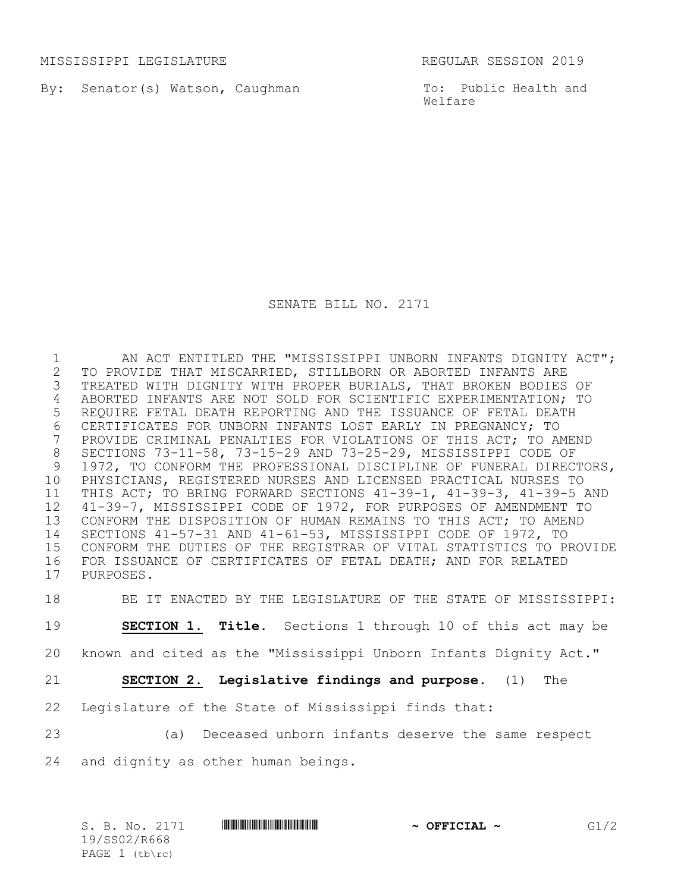MISSISSIPPI LEGISLATURE REGULAR SESSION 2019

By: Senator(s) Watson, Caughman

To: Public Health and Welfare

# SENATE BILL NO. 2171

AN ACT ENTITLED THE "MISSISSIPPI UNBORN INFANTS DIGNITY ACT"; TO PROVIDE THAT MISCARRIED, STILLBORN OR ABORTED INFANTS ARE TREATED WITH DIGNITY WITH PROPER BURIALS, THAT BROKEN BODIES OF ABORTED INFANTS ARE NOT SOLD FOR SCIENTIFIC EXPERIMENTATION; TO REQUIRE FETAL DEATH REPORTING AND THE ISSUANCE OF FETAL DEATH CERTIFICATES FOR UNBORN INFANTS LOST EARLY IN PREGNANCY; TO PROVIDE CRIMINAL PENALTIES FOR VIOLATIONS OF THIS ACT; TO AMEND SECTIONS 73-11-58, 73-15-29 AND 73-25-29, MISSISSIPPI CODE OF 1972, TO CONFORM THE PROFESSIONAL DISCIPLINE OF FUNERAL DIRECTORS, PHYSICIANS, REGISTERED NURSES AND LICENSED PRACTICAL NURSES TO THIS ACT; TO BRING FORWARD SECTIONS 41-39-1, 41-39-3, 41-39-5 AND 41-39-7, MISSISSIPPI CODE OF 1972, FOR PURPOSES OF AMENDMENT TO CONFORM THE DISPOSITION OF HUMAN REMAINS TO THIS ACT; TO AMEND SECTIONS 41-57-31 AND 41-61-53, MISSISSIPPI CODE OF 1972, TO CONFORM THE DUTIES OF THE REGISTRAR OF VITAL STATISTICS TO PROVIDE FOR ISSUANCE OF CERTIFICATES OF FETAL DEATH; AND FOR RELATED PURPOSES.

BE IT ENACTED BY THE LEGISLATURE OF THE STATE OF MISSISSIPPI:

**SECTION 1.** **Title.** Sections 1 through 10 of this act may be known and cited as the "Mississippi Unborn Infants Dignity Act."

**SECTION 2.** **Legislative findings and purpose.** (1) The Legislature of the State of Mississippi finds that:

(a) Deceased unborn infants deserve the same respect and dignity as other human beings.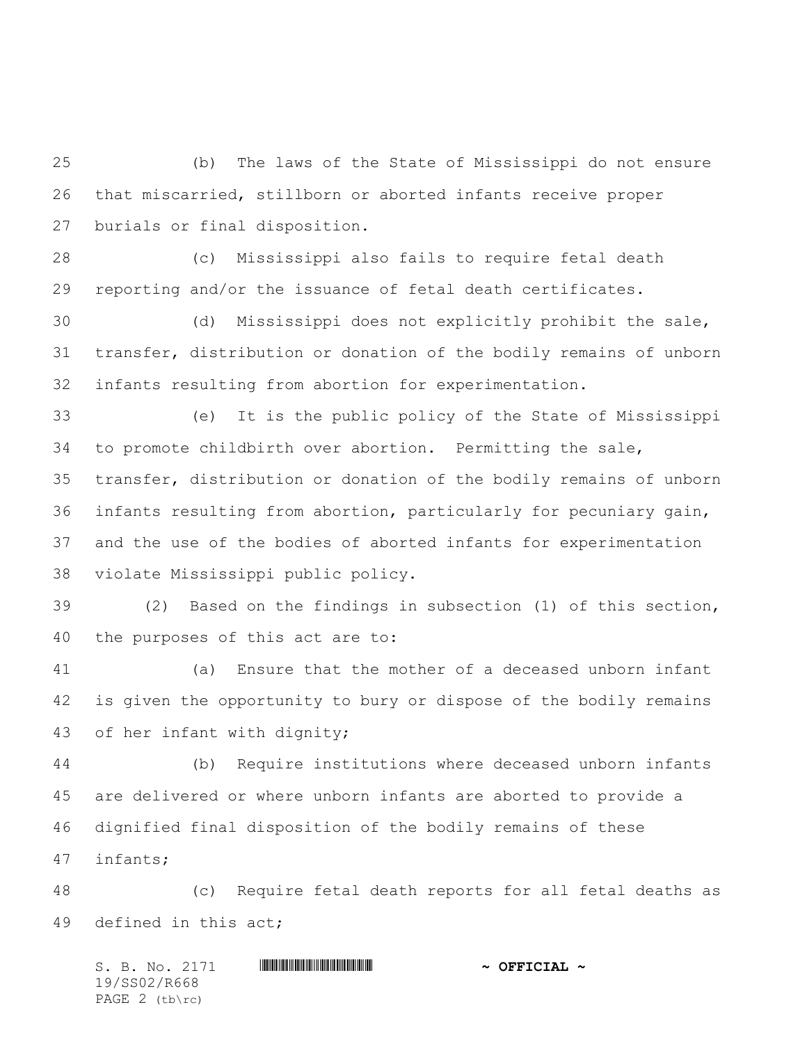(b) The laws of the State of Mississippi do not ensure that miscarried, stillborn or aborted infants receive proper burials or final disposition.

(c) Mississippi also fails to require fetal death reporting and/or the issuance of fetal death certificates.

(d) Mississippi does not explicitly prohibit the sale, transfer, distribution or donation of the bodily remains of unborn infants resulting from abortion for experimentation.

(e) It is the public policy of the State of Mississippi to promote childbirth over abortion. Permitting the sale, transfer, distribution or donation of the bodily remains of unborn infants resulting from abortion, particularly for pecuniary gain, and the use of the bodies of aborted infants for experimentation violate Mississippi public policy.

(2) Based on the findings in subsection (1) of this section, the purposes of this act are to:

(a) Ensure that the mother of a deceased unborn infant is given the opportunity to bury or dispose of the bodily remains of her infant with dignity;

(b) Require institutions where deceased unborn infants are delivered or where unborn infants are aborted to provide a dignified final disposition of the bodily remains of these infants;

(c) Require fetal death reports for all fetal deaths as defined in this act;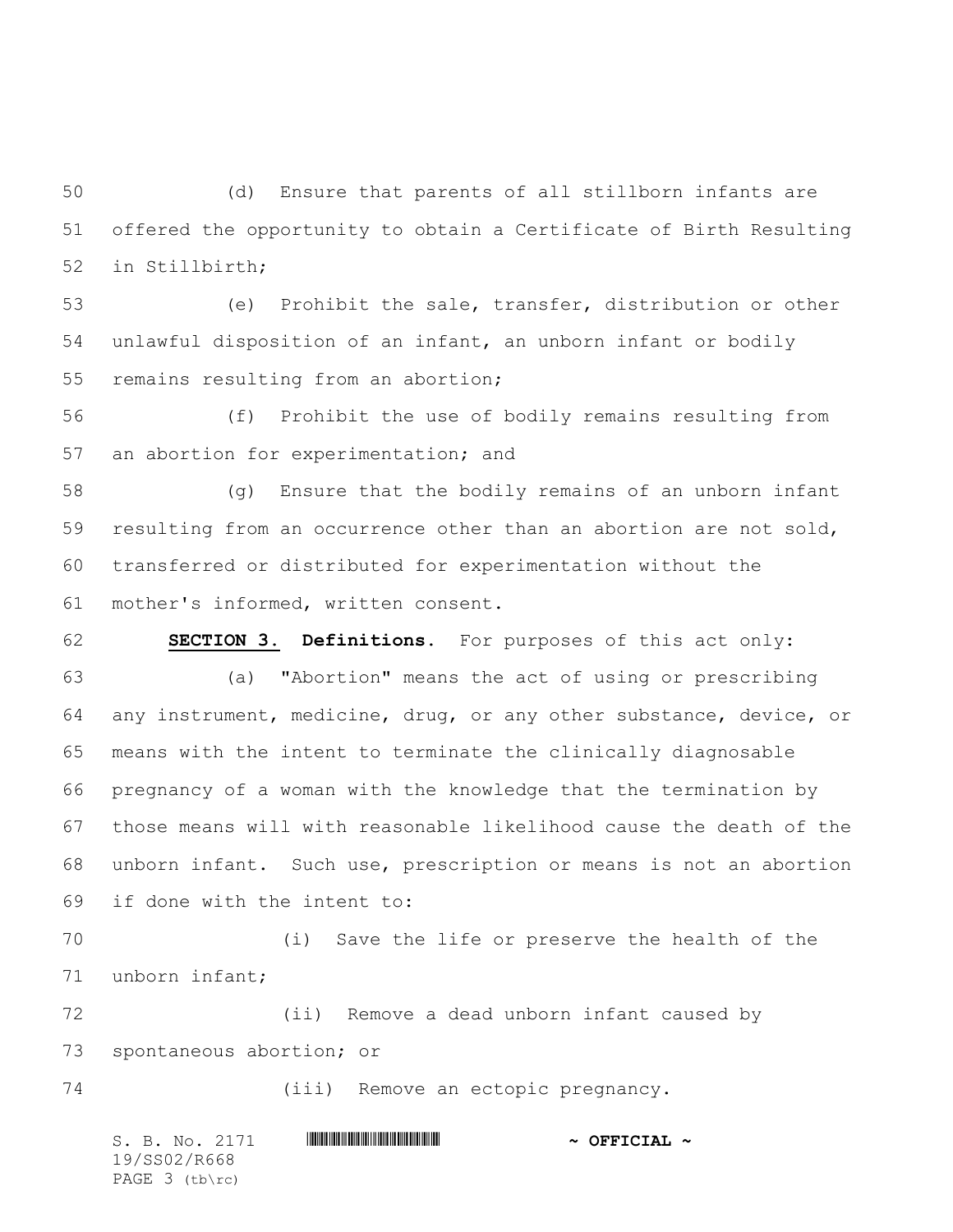(d) Ensure that parents of all stillborn infants are offered the opportunity to obtain a Certificate of Birth Resulting in Stillbirth;

(e) Prohibit the sale, transfer, distribution or other unlawful disposition of an infant, an unborn infant or bodily remains resulting from an abortion;

(f) Prohibit the use of bodily remains resulting from an abortion for experimentation; and

(g) Ensure that the bodily remains of an unborn infant resulting from an occurrence other than an abortion are not sold, transferred or distributed for experimentation without the mother's informed, written consent.

**SECTION 3.** **Definitions.** For purposes of this act only:

(a) "Abortion" means the act of using or prescribing any instrument, medicine, drug, or any other substance, device, or means with the intent to terminate the clinically diagnosable pregnancy of a woman with the knowledge that the termination by those means will with reasonable likelihood cause the death of the unborn infant. Such use, prescription or means is not an abortion if done with the intent to:

(i) Save the life or preserve the health of the unborn infant;

(ii) Remove a dead unborn infant caused by spontaneous abortion; or

(iii) Remove an ectopic pregnancy.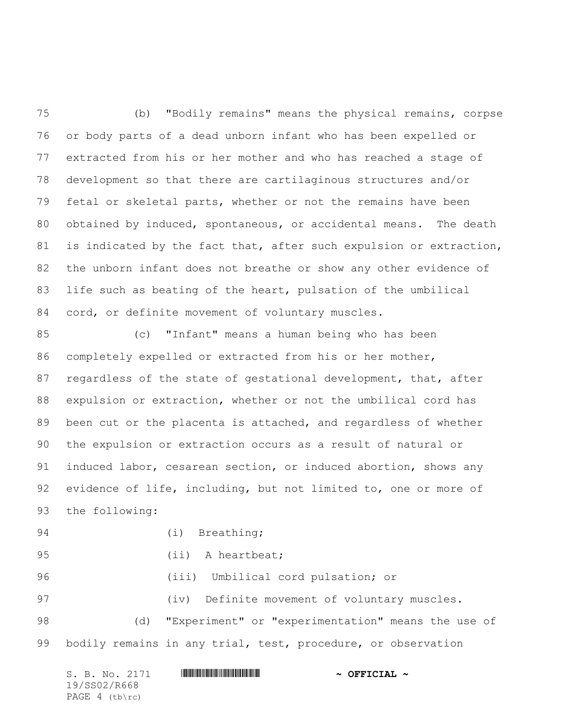(b) "Bodily remains" means the physical remains, corpse or body parts of a dead unborn infant who has been expelled or extracted from his or her mother and who has reached a stage of development so that there are cartilaginous structures and/or fetal or skeletal parts, whether or not the remains have been obtained by induced, spontaneous, or accidental means. The death is indicated by the fact that, after such expulsion or extraction, the unborn infant does not breathe or show any other evidence of life such as beating of the heart, pulsation of the umbilical cord, or definite movement of voluntary muscles.

(c) "Infant" means a human being who has been completely expelled or extracted from his or her mother, regardless of the state of gestational development, that, after expulsion or extraction, whether or not the umbilical cord has been cut or the placenta is attached, and regardless of whether the expulsion or extraction occurs as a result of natural or induced labor, cesarean section, or induced abortion, shows any evidence of life, including, but not limited to, one or more of the following:

(i) Breathing;

(ii) A heartbeat;

(iii) Umbilical cord pulsation; or

(iv) Definite movement of voluntary muscles.

(d) "Experiment" or "experimentation" means the use of bodily remains in any trial, test, procedure, or observation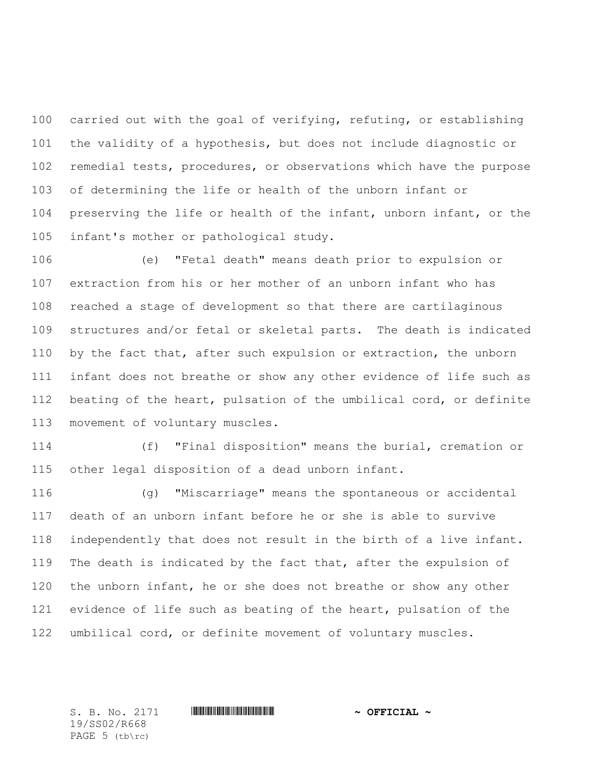carried out with the goal of verifying, refuting, or establishing the validity of a hypothesis, but does not include diagnostic or remedial tests, procedures, or observations which have the purpose of determining the life or health of the unborn infant or preserving the life or health of the infant, unborn infant, or the infant's mother or pathological study.

(e) "Fetal death" means death prior to expulsion or extraction from his or her mother of an unborn infant who has reached a stage of development so that there are cartilaginous structures and/or fetal or skeletal parts. The death is indicated by the fact that, after such expulsion or extraction, the unborn infant does not breathe or show any other evidence of life such as beating of the heart, pulsation of the umbilical cord, or definite movement of voluntary muscles.

(f) "Final disposition" means the burial, cremation or other legal disposition of a dead unborn infant.

(g) "Miscarriage" means the spontaneous or accidental death of an unborn infant before he or she is able to survive independently that does not result in the birth of a live infant. The death is indicated by the fact that, after the expulsion of the unborn infant, he or she does not breathe or show any other evidence of life such as beating of the heart, pulsation of the umbilical cord, or definite movement of voluntary muscles.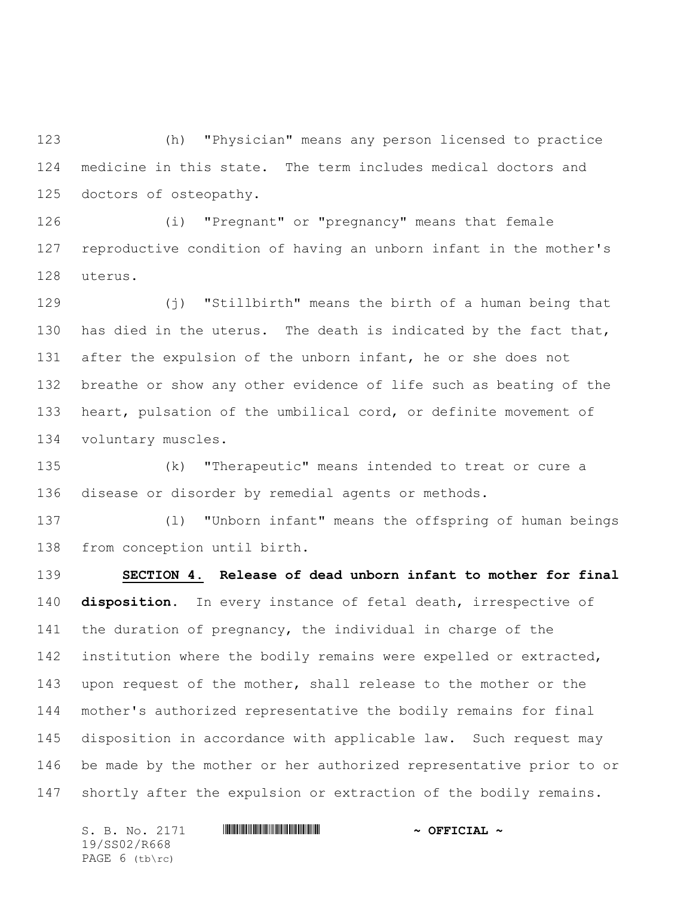(h) "Physician" means any person licensed to practice medicine in this state. The term includes medical doctors and doctors of osteopathy.

(i) "Pregnant" or "pregnancy" means that female reproductive condition of having an unborn infant in the mother's uterus.

(j) "Stillbirth" means the birth of a human being that has died in the uterus. The death is indicated by the fact that, after the expulsion of the unborn infant, he or she does not breathe or show any other evidence of life such as beating of the heart, pulsation of the umbilical cord, or definite movement of voluntary muscles.

(k) "Therapeutic" means intended to treat or cure a disease or disorder by remedial agents or methods.

(l) "Unborn infant" means the offspring of human beings from conception until birth.

**SECTION 4.** **Release of dead unborn infant to mother for final disposition.** In every instance of fetal death, irrespective of the duration of pregnancy, the individual in charge of the institution where the bodily remains were expelled or extracted, upon request of the mother, shall release to the mother or the mother's authorized representative the bodily remains for final disposition in accordance with applicable law. Such request may be made by the mother or her authorized representative prior to or shortly after the expulsion or extraction of the bodily remains.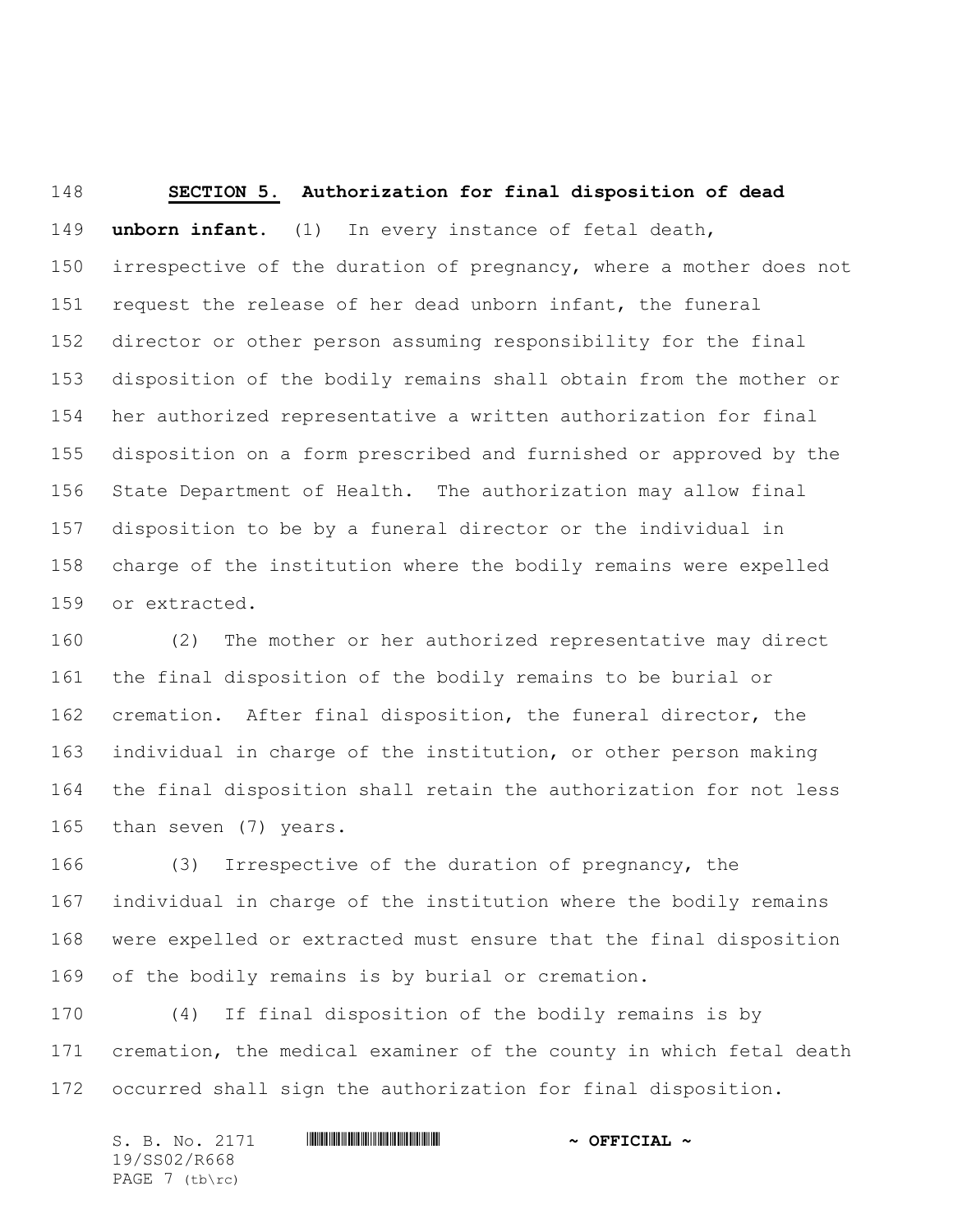**SECTION 5. Authorization for final disposition of dead unborn infant.** (1) In every instance of fetal death, irrespective of the duration of pregnancy, where a mother does not request the release of her dead unborn infant, the funeral director or other person assuming responsibility for the final disposition of the bodily remains shall obtain from the mother or her authorized representative a written authorization for final disposition on a form prescribed and furnished or approved by the State Department of Health. The authorization may allow final disposition to be by a funeral director or the individual in charge of the institution where the bodily remains were expelled or extracted.

(2) The mother or her authorized representative may direct the final disposition of the bodily remains to be burial or cremation. After final disposition, the funeral director, the individual in charge of the institution, or other person making the final disposition shall retain the authorization for not less than seven (7) years.

(3) Irrespective of the duration of pregnancy, the individual in charge of the institution where the bodily remains were expelled or extracted must ensure that the final disposition of the bodily remains is by burial or cremation.

(4) If final disposition of the bodily remains is by cremation, the medical examiner of the county in which fetal death occurred shall sign the authorization for final disposition.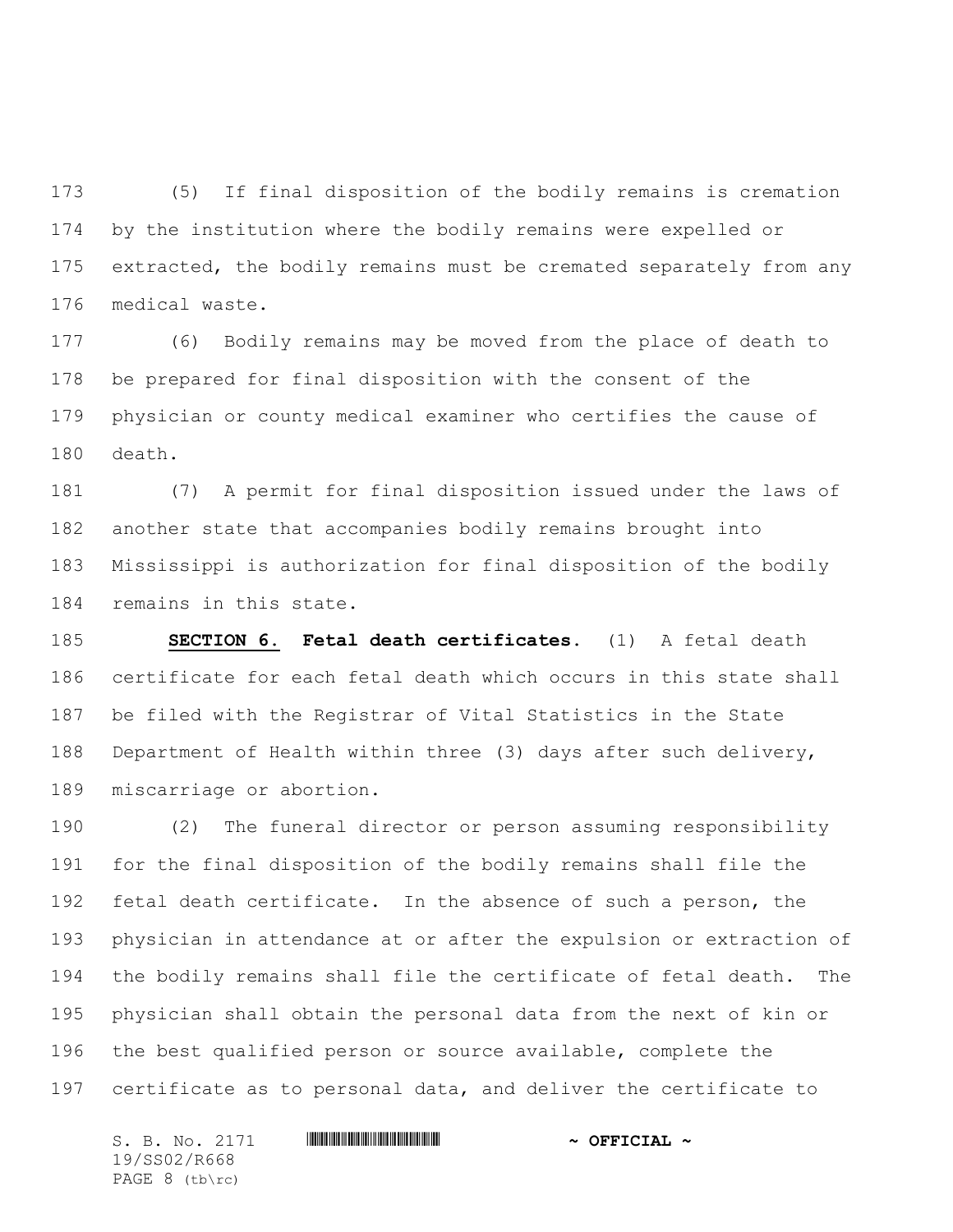(5) If final disposition of the bodily remains is cremation by the institution where the bodily remains were expelled or extracted, the bodily remains must be cremated separately from any medical waste.

(6) Bodily remains may be moved from the place of death to be prepared for final disposition with the consent of the physician or county medical examiner who certifies the cause of death.

(7) A permit for final disposition issued under the laws of another state that accompanies bodily remains brought into Mississippi is authorization for final disposition of the bodily remains in this state.

**SECTION 6.** **Fetal death certificates.** (1) A fetal death certificate for each fetal death which occurs in this state shall be filed with the Registrar of Vital Statistics in the State Department of Health within three (3) days after such delivery, miscarriage or abortion.

(2) The funeral director or person assuming responsibility for the final disposition of the bodily remains shall file the fetal death certificate. In the absence of such a person, the physician in attendance at or after the expulsion or extraction of the bodily remains shall file the certificate of fetal death. The physician shall obtain the personal data from the next of kin or the best qualified person or source available, complete the certificate as to personal data, and deliver the certificate to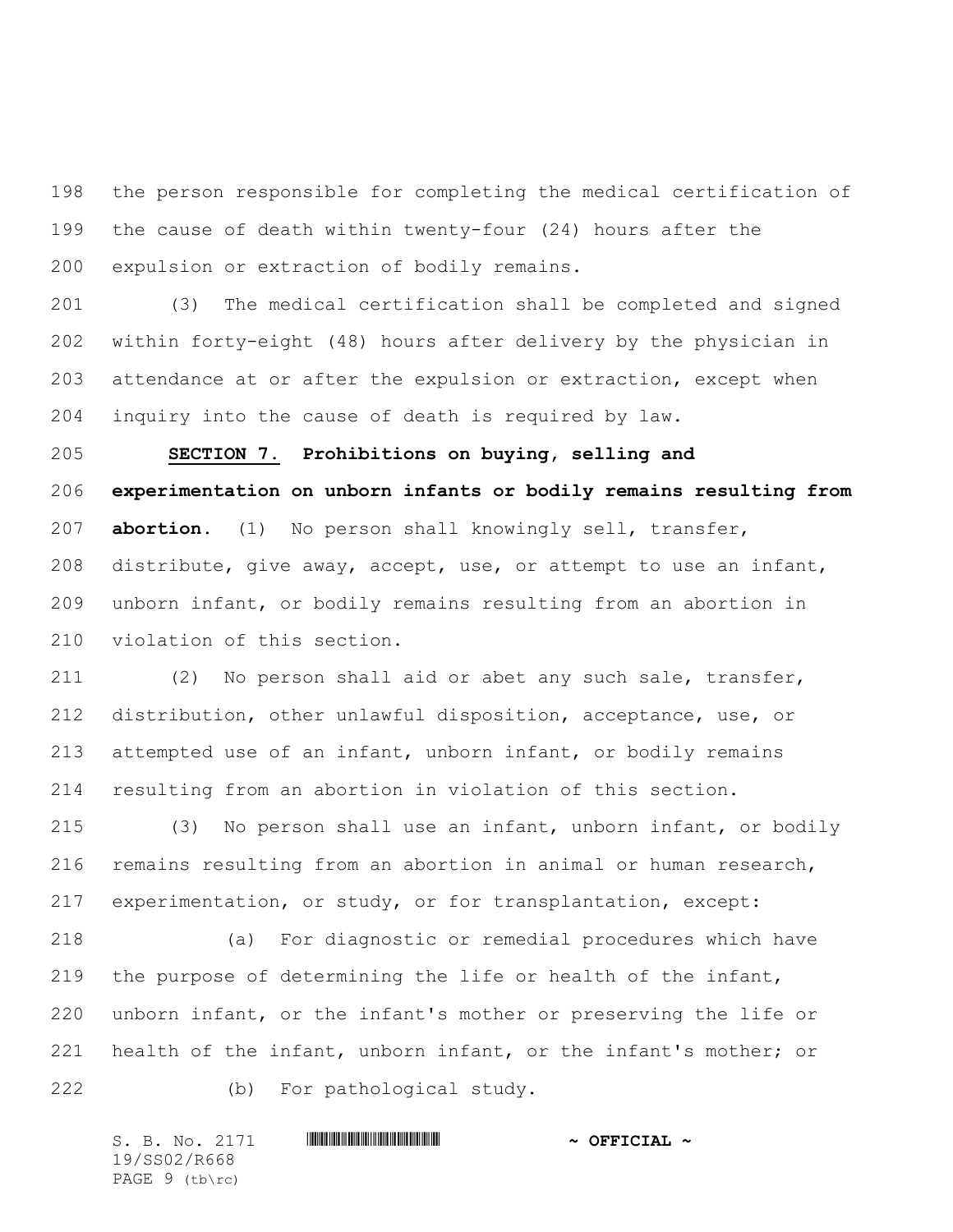the person responsible for completing the medical certification of the cause of death within twenty-four (24) hours after the expulsion or extraction of bodily remains.

(3) The medical certification shall be completed and signed within forty-eight (48) hours after delivery by the physician in attendance at or after the expulsion or extraction, except when inquiry into the cause of death is required by law.

**SECTION 7.** **Prohibitions on buying, selling and experimentation on unborn infants or bodily remains resulting from abortion.** (1) No person shall knowingly sell, transfer, distribute, give away, accept, use, or attempt to use an infant, unborn infant, or bodily remains resulting from an abortion in violation of this section.

(2) No person shall aid or abet any such sale, transfer, distribution, other unlawful disposition, acceptance, use, or attempted use of an infant, unborn infant, or bodily remains resulting from an abortion in violation of this section.

(3) No person shall use an infant, unborn infant, or bodily remains resulting from an abortion in animal or human research, experimentation, or study, or for transplantation, except:

(a) For diagnostic or remedial procedures which have the purpose of determining the life or health of the infant, unborn infant, or the infant's mother or preserving the life or health of the infant, unborn infant, or the infant's mother; or

(b) For pathological study.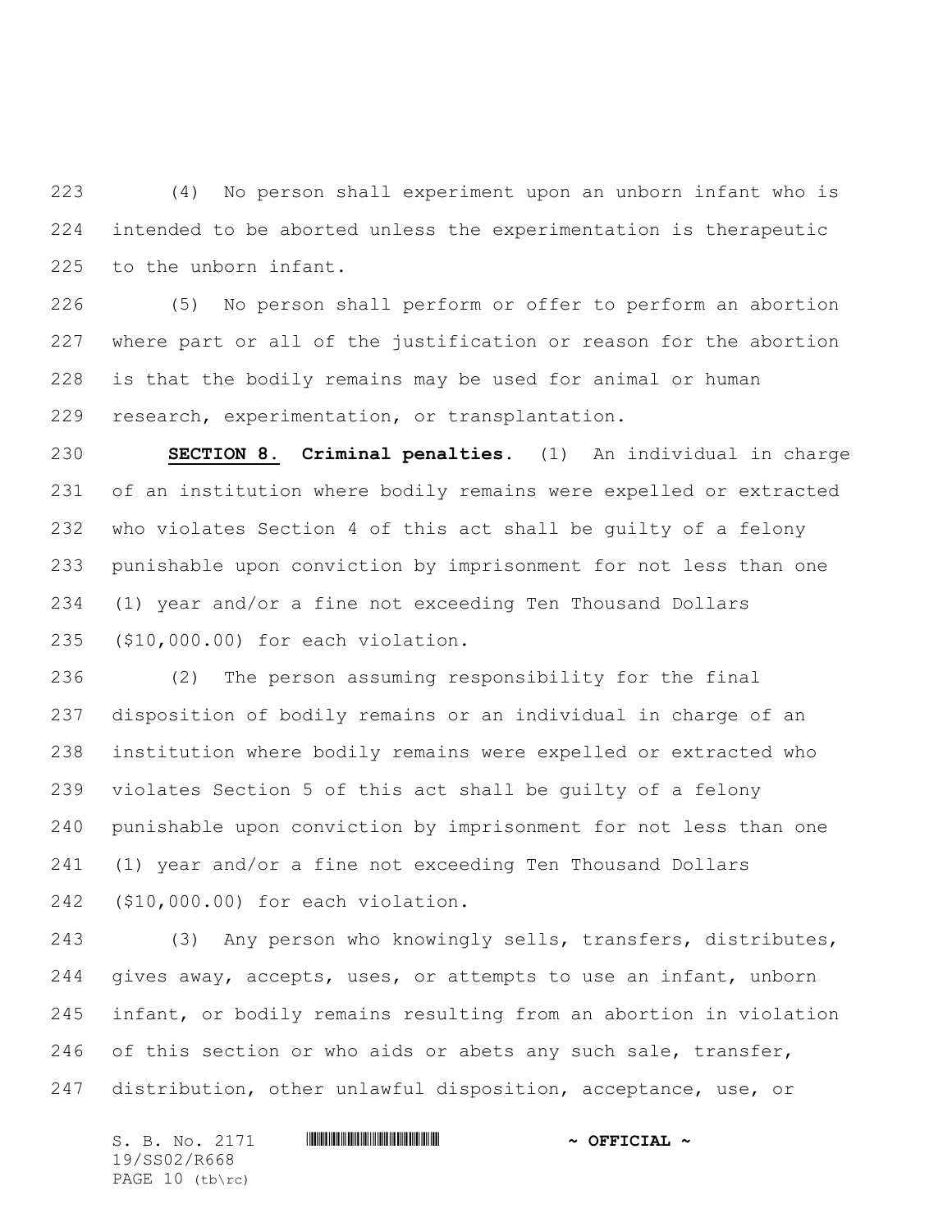(4) No person shall experiment upon an unborn infant who is intended to be aborted unless the experimentation is therapeutic to the unborn infant.

(5) No person shall perform or offer to perform an abortion where part or all of the justification or reason for the abortion is that the bodily remains may be used for animal or human research, experimentation, or transplantation.

**SECTION 8.** **Criminal penalties.** (1) An individual in charge of an institution where bodily remains were expelled or extracted who violates Section 4 of this act shall be guilty of a felony punishable upon conviction by imprisonment for not less than one (1) year and/or a fine not exceeding Ten Thousand Dollars ($10,000.00) for each violation.

(2) The person assuming responsibility for the final disposition of bodily remains or an individual in charge of an institution where bodily remains were expelled or extracted who violates Section 5 of this act shall be guilty of a felony punishable upon conviction by imprisonment for not less than one (1) year and/or a fine not exceeding Ten Thousand Dollars ($10,000.00) for each violation.

(3) Any person who knowingly sells, transfers, distributes, gives away, accepts, uses, or attempts to use an infant, unborn infant, or bodily remains resulting from an abortion in violation of this section or who aids or abets any such sale, transfer, distribution, other unlawful disposition, acceptance, use, or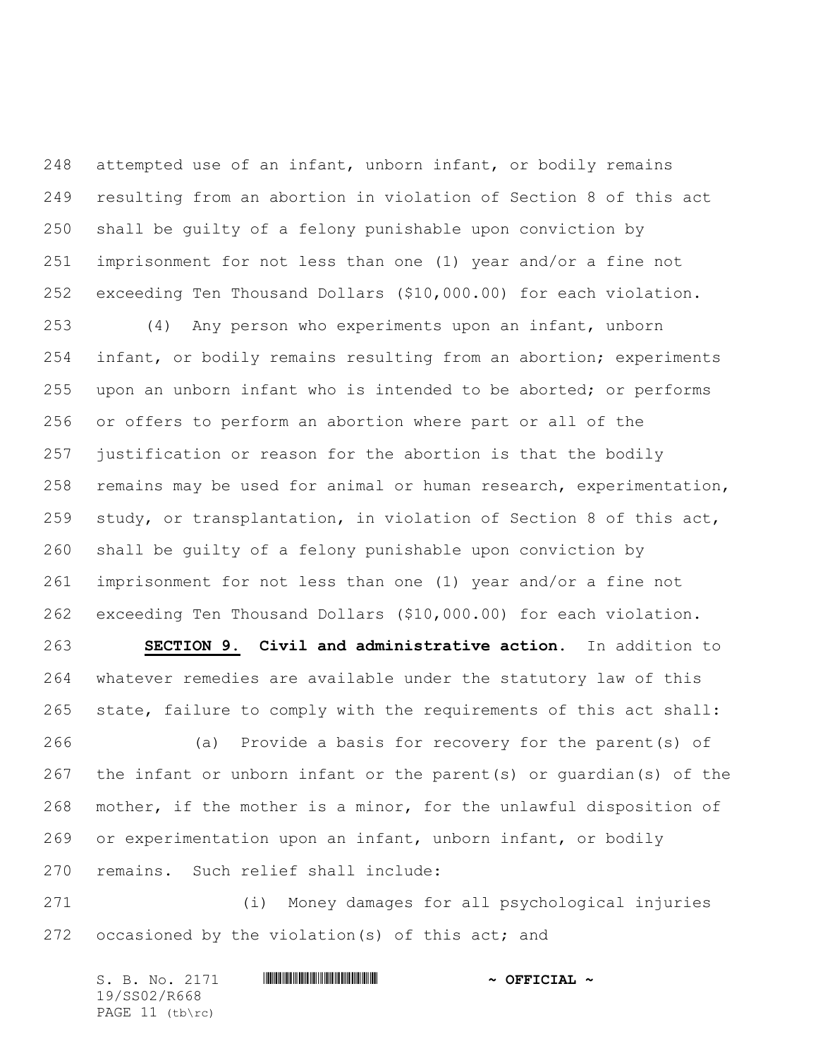attempted use of an infant, unborn infant, or bodily remains resulting from an abortion in violation of Section 8 of this act shall be guilty of a felony punishable upon conviction by imprisonment for not less than one (1) year and/or a fine not exceeding Ten Thousand Dollars ($10,000.00) for each violation.

(4) Any person who experiments upon an infant, unborn infant, or bodily remains resulting from an abortion; experiments upon an unborn infant who is intended to be aborted; or performs or offers to perform an abortion where part or all of the justification or reason for the abortion is that the bodily remains may be used for animal or human research, experimentation, study, or transplantation, in violation of Section 8 of this act, shall be guilty of a felony punishable upon conviction by imprisonment for not less than one (1) year and/or a fine not exceeding Ten Thousand Dollars ($10,000.00) for each violation.

**SECTION 9. Civil and administrative action.** In addition to whatever remedies are available under the statutory law of this state, failure to comply with the requirements of this act shall:

(a) Provide a basis for recovery for the parent(s) of the infant or unborn infant or the parent(s) or guardian(s) of the mother, if the mother is a minor, for the unlawful disposition of or experimentation upon an infant, unborn infant, or bodily remains. Such relief shall include:

(i) Money damages for all psychological injuries occasioned by the violation(s) of this act; and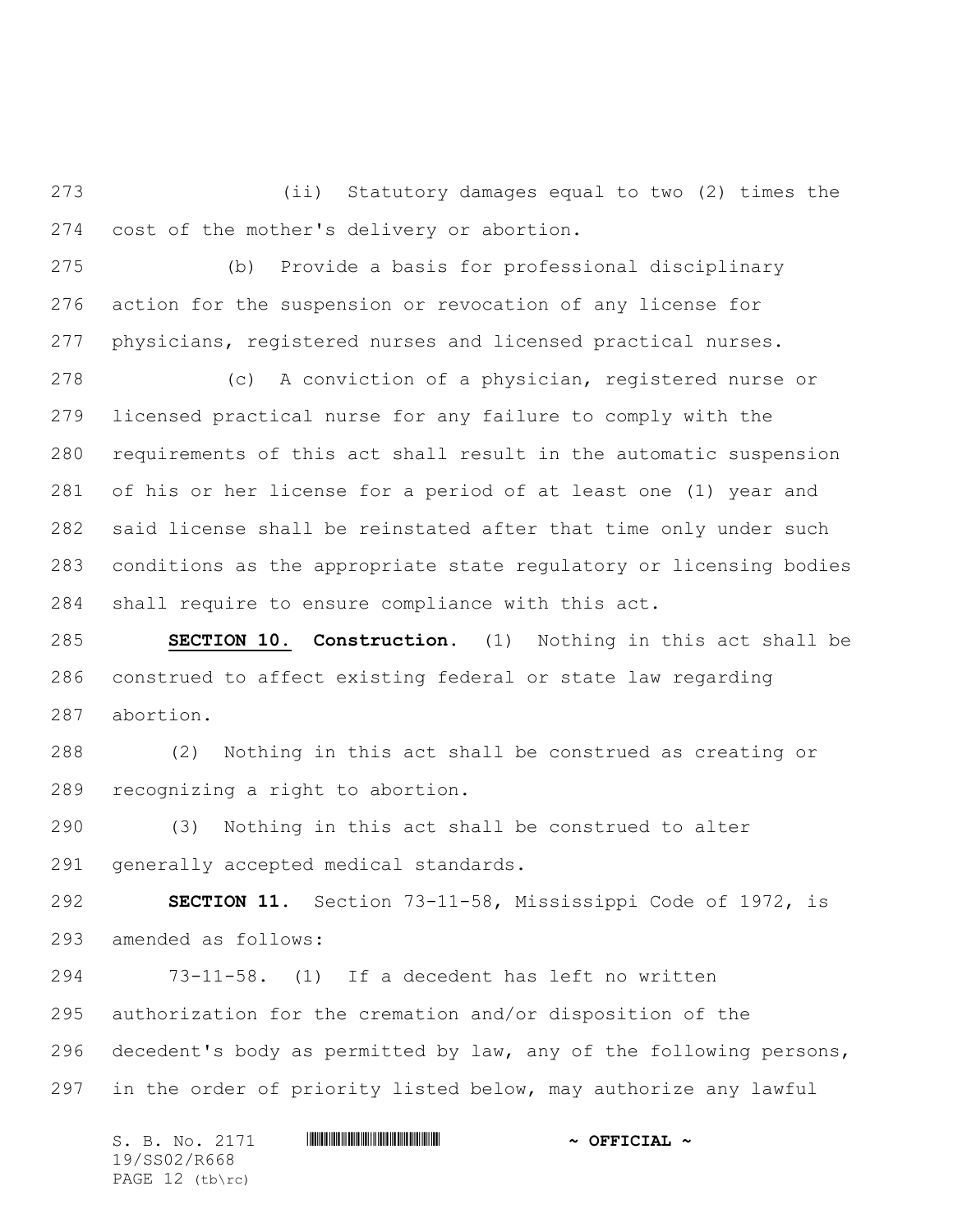(ii) Statutory damages equal to two (2) times the cost of the mother's delivery or abortion.

(b) Provide a basis for professional disciplinary action for the suspension or revocation of any license for physicians, registered nurses and licensed practical nurses.

(c) A conviction of a physician, registered nurse or licensed practical nurse for any failure to comply with the requirements of this act shall result in the automatic suspension of his or her license for a period of at least one (1) year and said license shall be reinstated after that time only under such conditions as the appropriate state regulatory or licensing bodies shall require to ensure compliance with this act.

**SECTION 10. Construction.** (1) Nothing in this act shall be construed to affect existing federal or state law regarding abortion.

(2) Nothing in this act shall be construed as creating or recognizing a right to abortion.

(3) Nothing in this act shall be construed to alter generally accepted medical standards.

**SECTION 11.** Section 73-11-58, Mississippi Code of 1972, is amended as follows:

73-11-58. (1) If a decedent has left no written authorization for the cremation and/or disposition of the decedent's body as permitted by law, any of the following persons, in the order of priority listed below, may authorize any lawful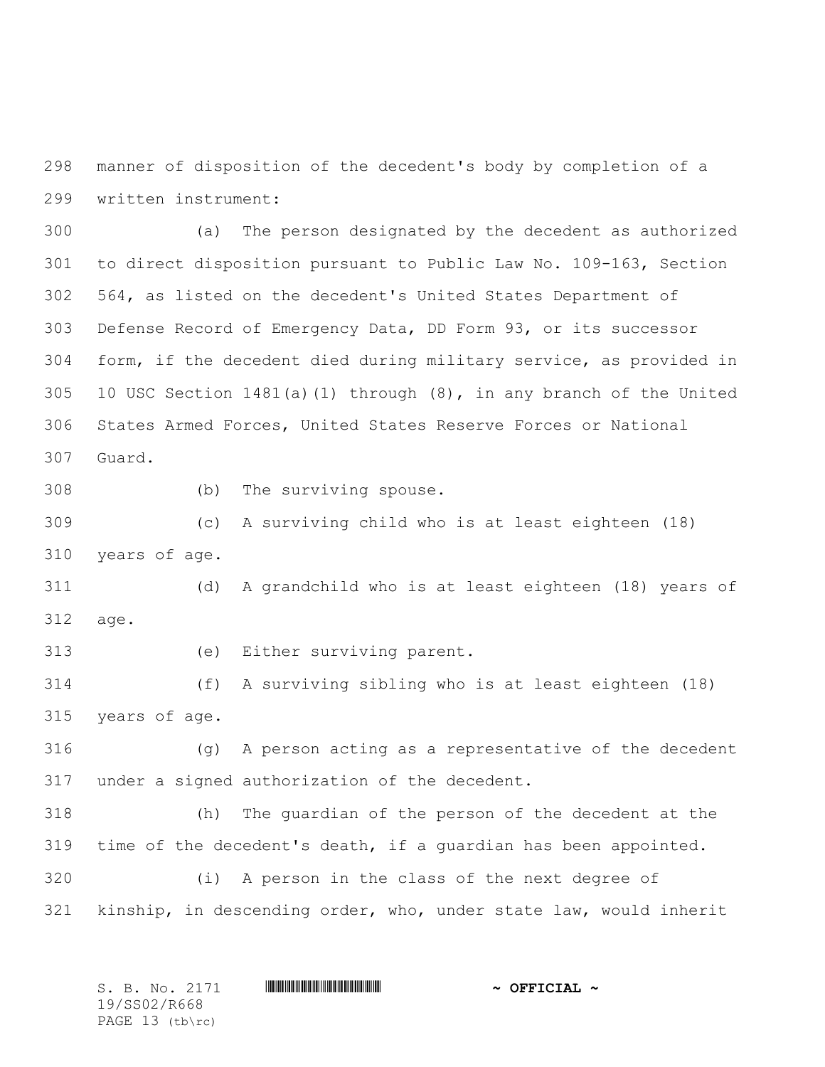manner of disposition of the decedent's body by completion of a written instrument:

(a) The person designated by the decedent as authorized to direct disposition pursuant to Public Law No. 109-163, Section 564, as listed on the decedent's United States Department of Defense Record of Emergency Data, DD Form 93, or its successor form, if the decedent died during military service, as provided in 10 USC Section 1481(a)(1) through (8), in any branch of the United States Armed Forces, United States Reserve Forces or National Guard.

(b) The surviving spouse.

(c) A surviving child who is at least eighteen (18) years of age.

(d) A grandchild who is at least eighteen (18) years of age.

(e) Either surviving parent.

(f) A surviving sibling who is at least eighteen (18) years of age.

(g) A person acting as a representative of the decedent under a signed authorization of the decedent.

(h) The guardian of the person of the decedent at the time of the decedent's death, if a guardian has been appointed.

(i) A person in the class of the next degree of kinship, in descending order, who, under state law, would inherit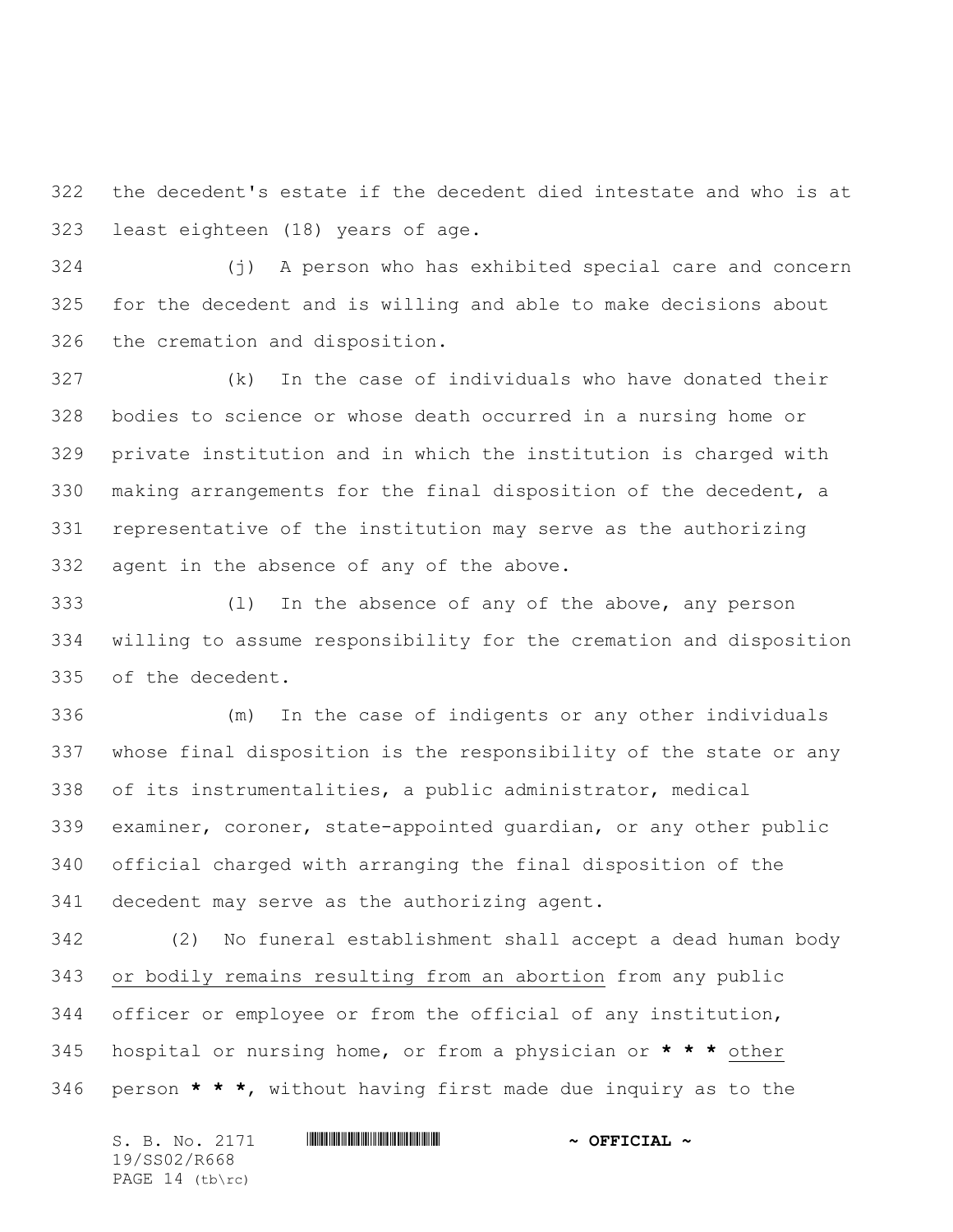the decedent's estate if the decedent died intestate and who is at least eighteen (18) years of age.

(j) A person who has exhibited special care and concern for the decedent and is willing and able to make decisions about the cremation and disposition.

(k) In the case of individuals who have donated their bodies to science or whose death occurred in a nursing home or private institution and in which the institution is charged with making arrangements for the final disposition of the decedent, a representative of the institution may serve as the authorizing agent in the absence of any of the above.

(l) In the absence of any of the above, any person willing to assume responsibility for the cremation and disposition of the decedent.

(m) In the case of indigents or any other individuals whose final disposition is the responsibility of the state or any of its instrumentalities, a public administrator, medical examiner, coroner, state-appointed guardian, or any other public official charged with arranging the final disposition of the decedent may serve as the authorizing agent.

(2) No funeral establishment shall accept a dead human body <u>or bodily remains resulting from an abortion</u> from any public officer or employee or from the official of any institution, hospital or nursing home, or from a physician or **\* \* \*** <u>other</u> person **\* \* \***, without having first made due inquiry as to the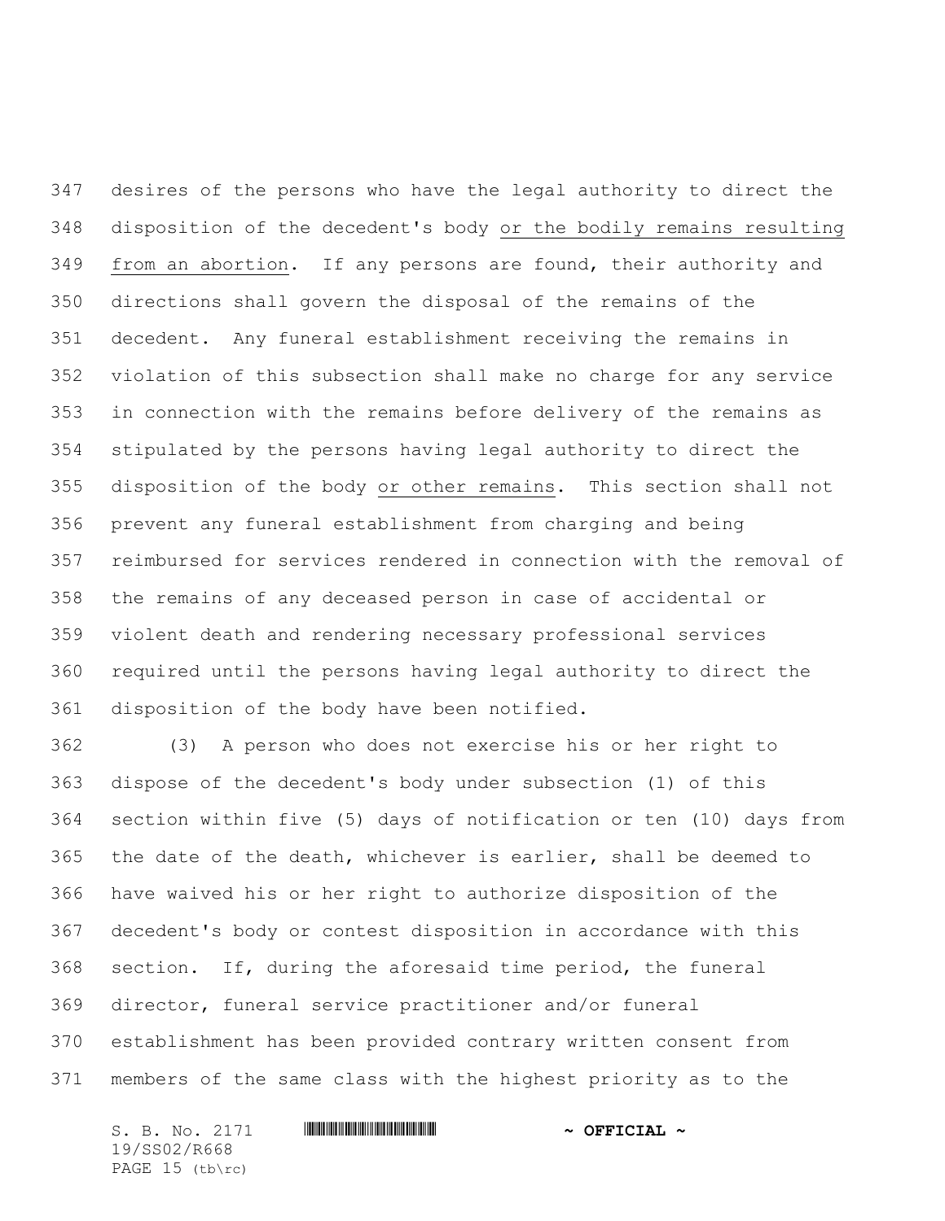desires of the persons who have the legal authority to direct the disposition of the decedent's body <u>or the bodily remains resulting from an abortion</u>. If any persons are found, their authority and directions shall govern the disposal of the remains of the decedent. Any funeral establishment receiving the remains in violation of this subsection shall make no charge for any service in connection with the remains before delivery of the remains as stipulated by the persons having legal authority to direct the disposition of the body <u>or other remains</u>. This section shall not prevent any funeral establishment from charging and being reimbursed for services rendered in connection with the removal of the remains of any deceased person in case of accidental or violent death and rendering necessary professional services required until the persons having legal authority to direct the disposition of the body have been notified.

(3) A person who does not exercise his or her right to dispose of the decedent's body under subsection (1) of this section within five (5) days of notification or ten (10) days from the date of the death, whichever is earlier, shall be deemed to have waived his or her right to authorize disposition of the decedent's body or contest disposition in accordance with this section. If, during the aforesaid time period, the funeral director, funeral service practitioner and/or funeral establishment has been provided contrary written consent from members of the same class with the highest priority as to the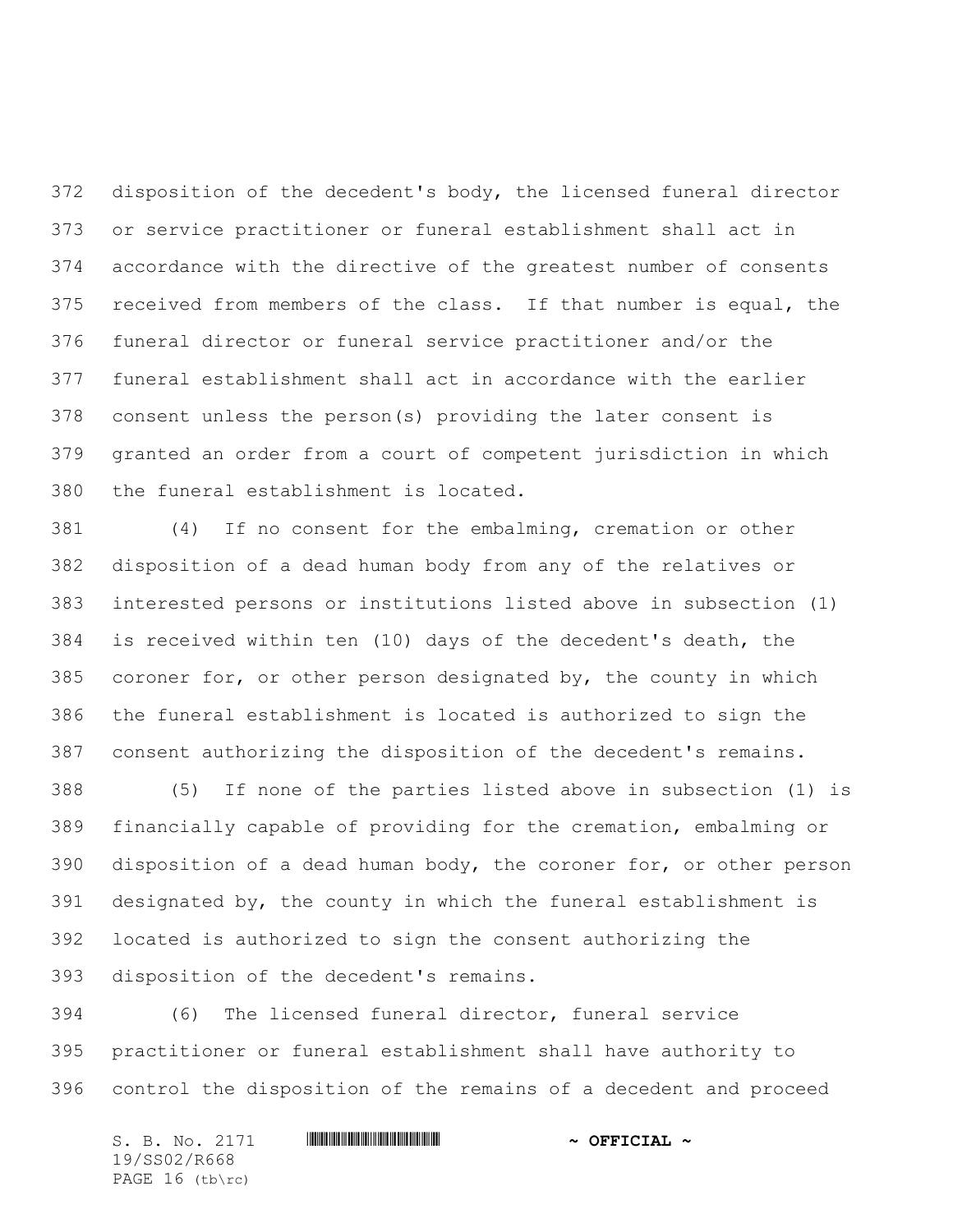disposition of the decedent's body, the licensed funeral director or service practitioner or funeral establishment shall act in accordance with the directive of the greatest number of consents received from members of the class. If that number is equal, the funeral director or funeral service practitioner and/or the funeral establishment shall act in accordance with the earlier consent unless the person(s) providing the later consent is granted an order from a court of competent jurisdiction in which the funeral establishment is located.

(4) If no consent for the embalming, cremation or other disposition of a dead human body from any of the relatives or interested persons or institutions listed above in subsection (1) is received within ten (10) days of the decedent's death, the coroner for, or other person designated by, the county in which the funeral establishment is located is authorized to sign the consent authorizing the disposition of the decedent's remains.

(5) If none of the parties listed above in subsection (1) is financially capable of providing for the cremation, embalming or disposition of a dead human body, the coroner for, or other person designated by, the county in which the funeral establishment is located is authorized to sign the consent authorizing the disposition of the decedent's remains.

(6) The licensed funeral director, funeral service practitioner or funeral establishment shall have authority to control the disposition of the remains of a decedent and proceed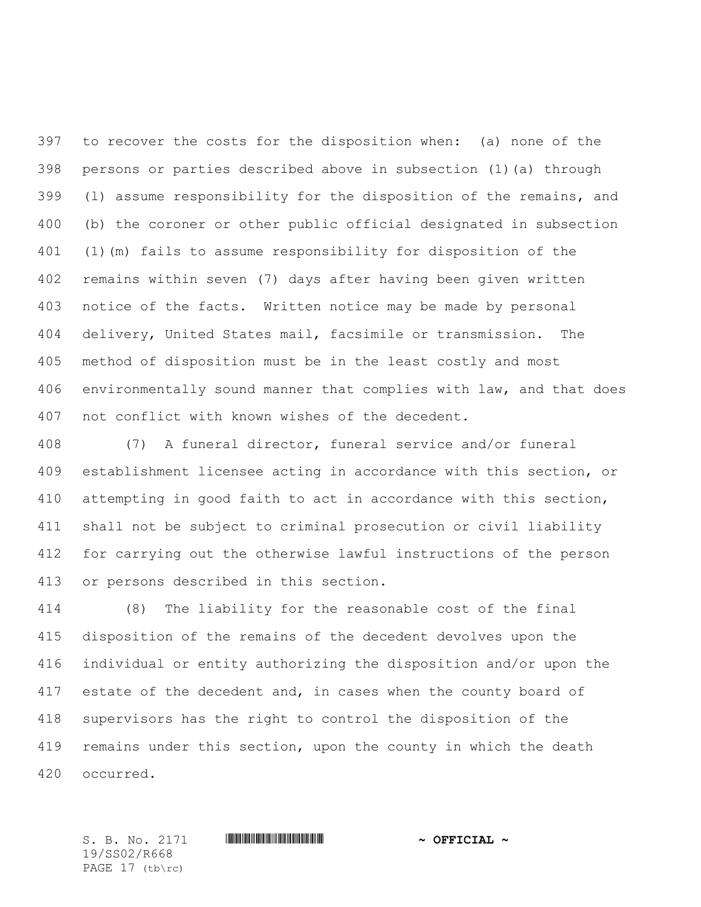to recover the costs for the disposition when: (a) none of the persons or parties described above in subsection (1)(a) through (l) assume responsibility for the disposition of the remains, and (b) the coroner or other public official designated in subsection (1)(m) fails to assume responsibility for disposition of the remains within seven (7) days after having been given written notice of the facts. Written notice may be made by personal delivery, United States mail, facsimile or transmission. The method of disposition must be in the least costly and most environmentally sound manner that complies with law, and that does not conflict with known wishes of the decedent.

(7) A funeral director, funeral service and/or funeral establishment licensee acting in accordance with this section, or attempting in good faith to act in accordance with this section, shall not be subject to criminal prosecution or civil liability for carrying out the otherwise lawful instructions of the person or persons described in this section.

(8) The liability for the reasonable cost of the final disposition of the remains of the decedent devolves upon the individual or entity authorizing the disposition and/or upon the estate of the decedent and, in cases when the county board of supervisors has the right to control the disposition of the remains under this section, upon the county in which the death occurred.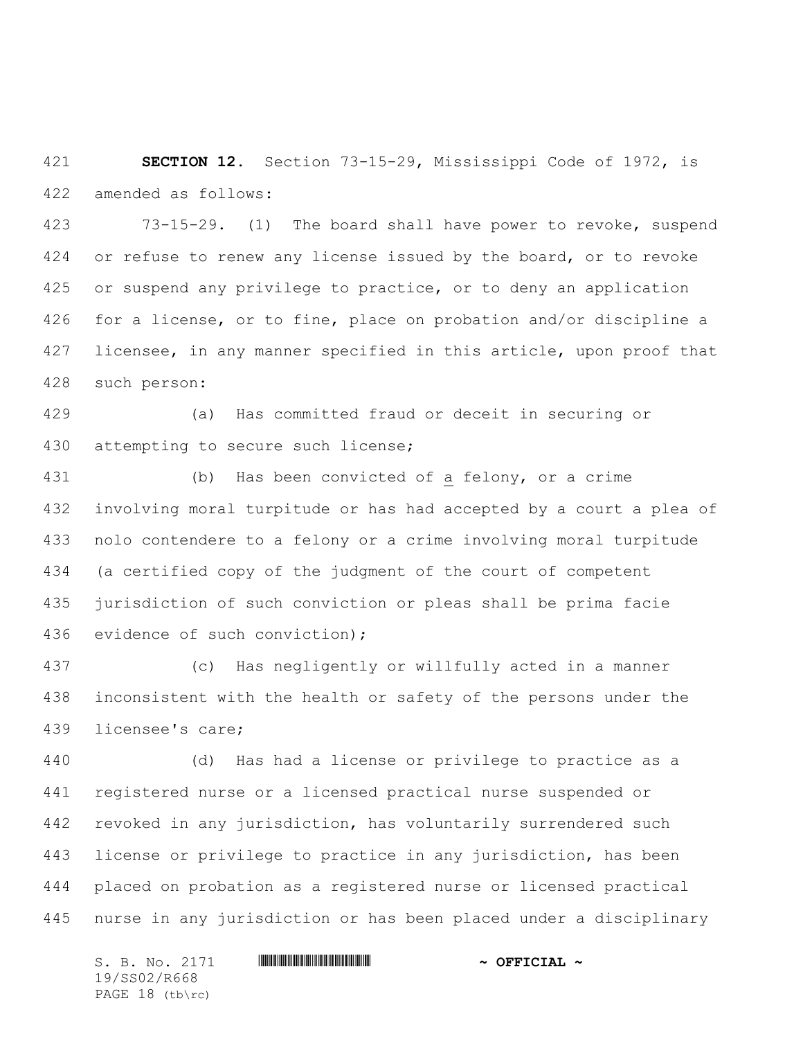**SECTION 12.** Section 73-15-29, Mississippi Code of 1972, is amended as follows:

73-15-29. (1) The board shall have power to revoke, suspend or refuse to renew any license issued by the board, or to revoke or suspend any privilege to practice, or to deny an application for a license, or to fine, place on probation and/or discipline a licensee, in any manner specified in this article, upon proof that such person:

(a) Has committed fraud or deceit in securing or attempting to secure such license;

(b) Has been convicted of a felony, or a crime involving moral turpitude or has had accepted by a court a plea of nolo contendere to a felony or a crime involving moral turpitude (a certified copy of the judgment of the court of competent jurisdiction of such conviction or pleas shall be prima facie evidence of such conviction);

(c) Has negligently or willfully acted in a manner inconsistent with the health or safety of the persons under the licensee's care;

(d) Has had a license or privilege to practice as a registered nurse or a licensed practical nurse suspended or revoked in any jurisdiction, has voluntarily surrendered such license or privilege to practice in any jurisdiction, has been placed on probation as a registered nurse or licensed practical nurse in any jurisdiction or has been placed under a disciplinary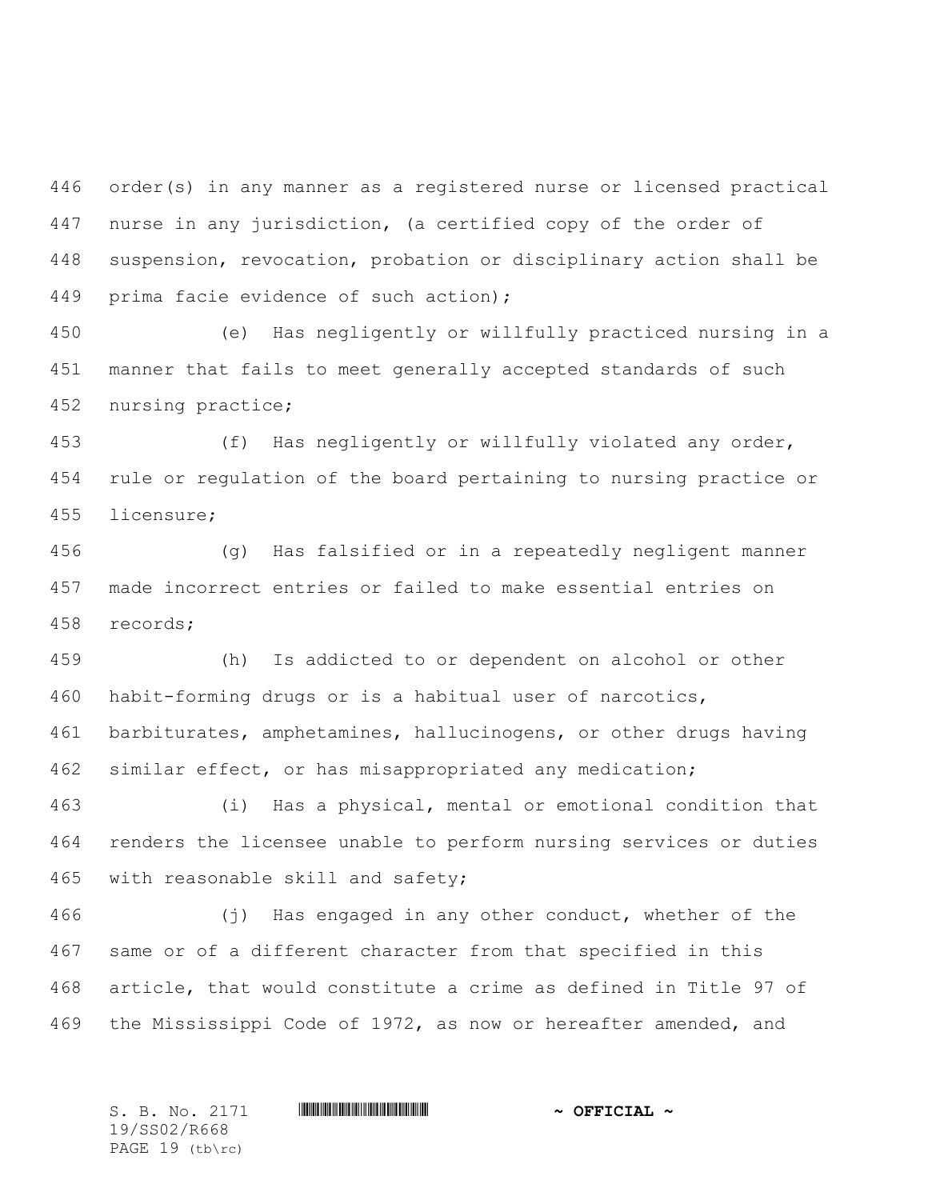order(s) in any manner as a registered nurse or licensed practical nurse in any jurisdiction, (a certified copy of the order of suspension, revocation, probation or disciplinary action shall be prima facie evidence of such action);

(e) Has negligently or willfully practiced nursing in a manner that fails to meet generally accepted standards of such nursing practice;

(f) Has negligently or willfully violated any order, rule or regulation of the board pertaining to nursing practice or licensure;

(g) Has falsified or in a repeatedly negligent manner made incorrect entries or failed to make essential entries on records;

(h) Is addicted to or dependent on alcohol or other habit-forming drugs or is a habitual user of narcotics, barbiturates, amphetamines, hallucinogens, or other drugs having similar effect, or has misappropriated any medication;

(i) Has a physical, mental or emotional condition that renders the licensee unable to perform nursing services or duties with reasonable skill and safety;

(j) Has engaged in any other conduct, whether of the same or of a different character from that specified in this article, that would constitute a crime as defined in Title 97 of the Mississippi Code of 1972, as now or hereafter amended, and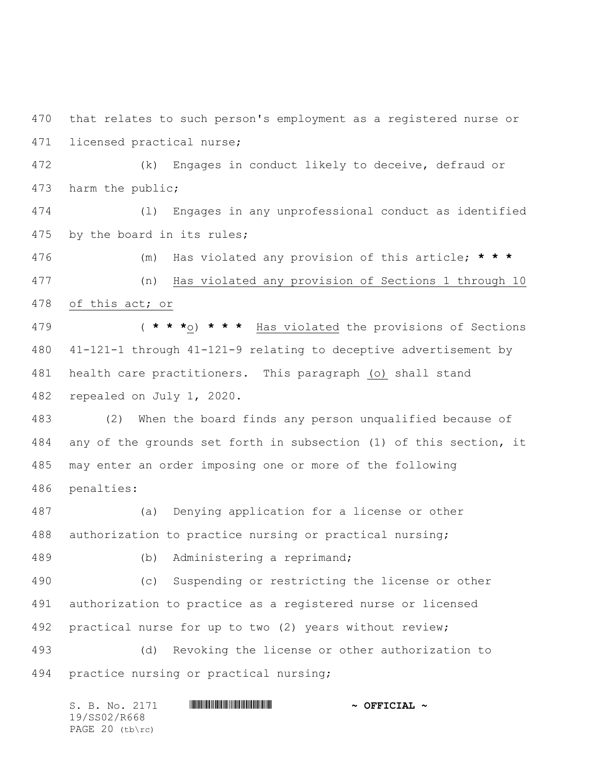that relates to such person's employment as a registered nurse or licensed practical nurse;

(k) Engages in conduct likely to deceive, defraud or harm the public;

(l) Engages in any unprofessional conduct as identified by the board in its rules;

(m) Has violated any provision of this article; * * *

(n) Has violated any provision of Sections 1 through 10 of this act; or

( * * *o) * * * Has violated the provisions of Sections 41-121-1 through 41-121-9 relating to deceptive advertisement by health care practitioners. This paragraph (o) shall stand repealed on July 1, 2020.

(2) When the board finds any person unqualified because of any of the grounds set forth in subsection (1) of this section, it may enter an order imposing one or more of the following penalties:

(a) Denying application for a license or other authorization to practice nursing or practical nursing;

(b) Administering a reprimand;

(c) Suspending or restricting the license or other authorization to practice as a registered nurse or licensed practical nurse for up to two (2) years without review;

(d) Revoking the license or other authorization to practice nursing or practical nursing;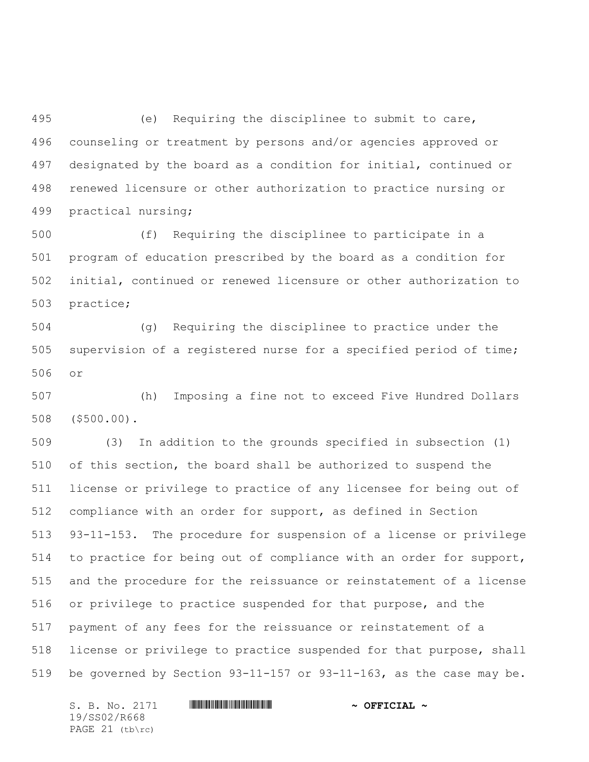(e) Requiring the disciplinee to submit to care, counseling or treatment by persons and/or agencies approved or designated by the board as a condition for initial, continued or renewed licensure or other authorization to practice nursing or practical nursing;

(f) Requiring the disciplinee to participate in a program of education prescribed by the board as a condition for initial, continued or renewed licensure or other authorization to practice;

(g) Requiring the disciplinee to practice under the supervision of a registered nurse for a specified period of time; or

(h) Imposing a fine not to exceed Five Hundred Dollars ($500.00).

(3) In addition to the grounds specified in subsection (1) of this section, the board shall be authorized to suspend the license or privilege to practice of any licensee for being out of compliance with an order for support, as defined in Section 93-11-153. The procedure for suspension of a license or privilege to practice for being out of compliance with an order for support, and the procedure for the reissuance or reinstatement of a license or privilege to practice suspended for that purpose, and the payment of any fees for the reissuance or reinstatement of a license or privilege to practice suspended for that purpose, shall be governed by Section 93-11-157 or 93-11-163, as the case may be.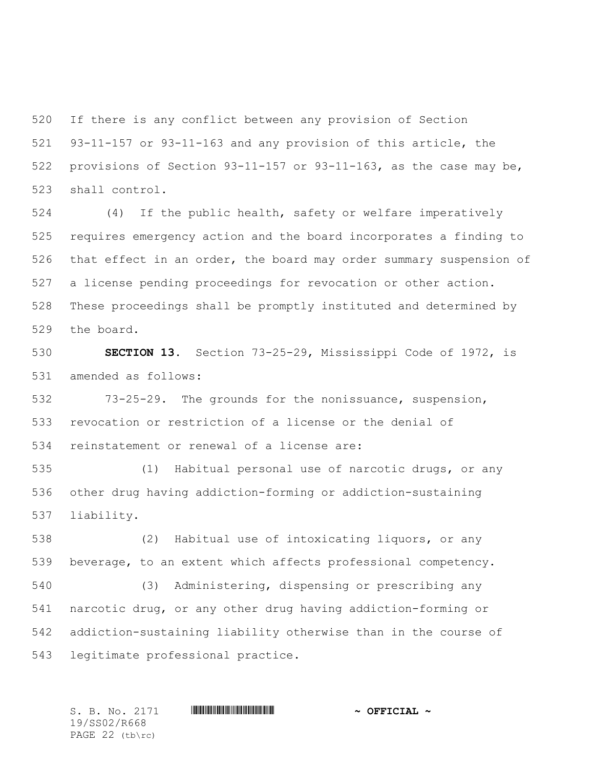If there is any conflict between any provision of Section 93-11-157 or 93-11-163 and any provision of this article, the provisions of Section 93-11-157 or 93-11-163, as the case may be, shall control.

(4) If the public health, safety or welfare imperatively requires emergency action and the board incorporates a finding to that effect in an order, the board may order summary suspension of a license pending proceedings for revocation or other action. These proceedings shall be promptly instituted and determined by the board.

**SECTION 13.** Section 73-25-29, Mississippi Code of 1972, is amended as follows:

73-25-29. The grounds for the nonissuance, suspension, revocation or restriction of a license or the denial of reinstatement or renewal of a license are:

(1) Habitual personal use of narcotic drugs, or any other drug having addiction-forming or addiction-sustaining liability.

(2) Habitual use of intoxicating liquors, or any beverage, to an extent which affects professional competency.

(3) Administering, dispensing or prescribing any narcotic drug, or any other drug having addiction-forming or addiction-sustaining liability otherwise than in the course of legitimate professional practice.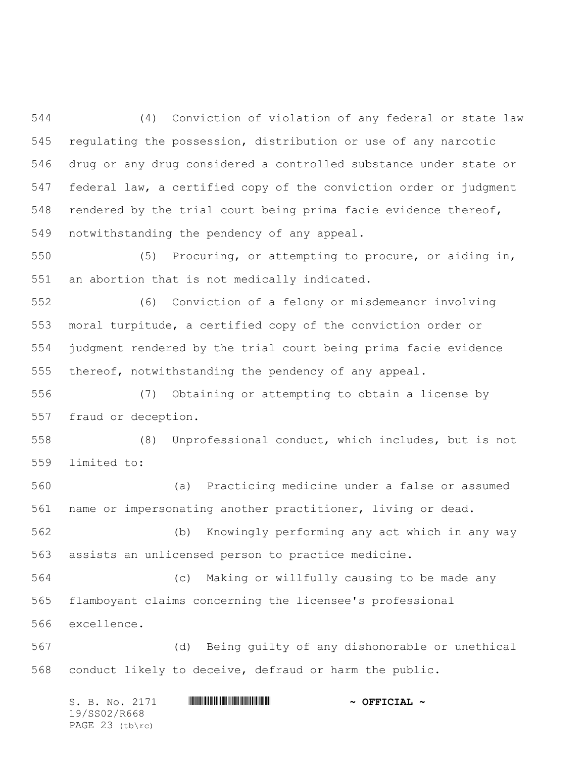(4) Conviction of violation of any federal or state law regulating the possession, distribution or use of any narcotic drug or any drug considered a controlled substance under state or federal law, a certified copy of the conviction order or judgment rendered by the trial court being prima facie evidence thereof, notwithstanding the pendency of any appeal.

(5) Procuring, or attempting to procure, or aiding in, an abortion that is not medically indicated.

(6) Conviction of a felony or misdemeanor involving moral turpitude, a certified copy of the conviction order or judgment rendered by the trial court being prima facie evidence thereof, notwithstanding the pendency of any appeal.

(7) Obtaining or attempting to obtain a license by fraud or deception.

(8) Unprofessional conduct, which includes, but is not limited to:

(a) Practicing medicine under a false or assumed name or impersonating another practitioner, living or dead.

(b) Knowingly performing any act which in any way assists an unlicensed person to practice medicine.

(c) Making or willfully causing to be made any flamboyant claims concerning the licensee's professional excellence.

(d) Being guilty of any dishonorable or unethical conduct likely to deceive, defraud or harm the public.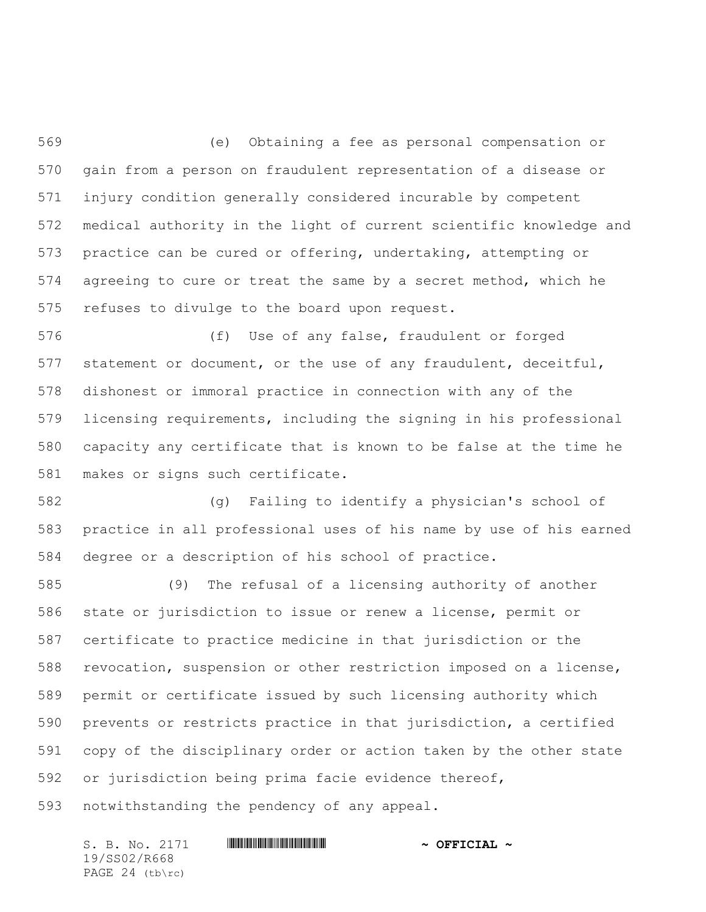(e) Obtaining a fee as personal compensation or gain from a person on fraudulent representation of a disease or injury condition generally considered incurable by competent medical authority in the light of current scientific knowledge and practice can be cured or offering, undertaking, attempting or agreeing to cure or treat the same by a secret method, which he refuses to divulge to the board upon request.

(f) Use of any false, fraudulent or forged statement or document, or the use of any fraudulent, deceitful, dishonest or immoral practice in connection with any of the licensing requirements, including the signing in his professional capacity any certificate that is known to be false at the time he makes or signs such certificate.

(g) Failing to identify a physician's school of practice in all professional uses of his name by use of his earned degree or a description of his school of practice.

(9) The refusal of a licensing authority of another state or jurisdiction to issue or renew a license, permit or certificate to practice medicine in that jurisdiction or the revocation, suspension or other restriction imposed on a license, permit or certificate issued by such licensing authority which prevents or restricts practice in that jurisdiction, a certified copy of the disciplinary order or action taken by the other state or jurisdiction being prima facie evidence thereof, notwithstanding the pendency of any appeal.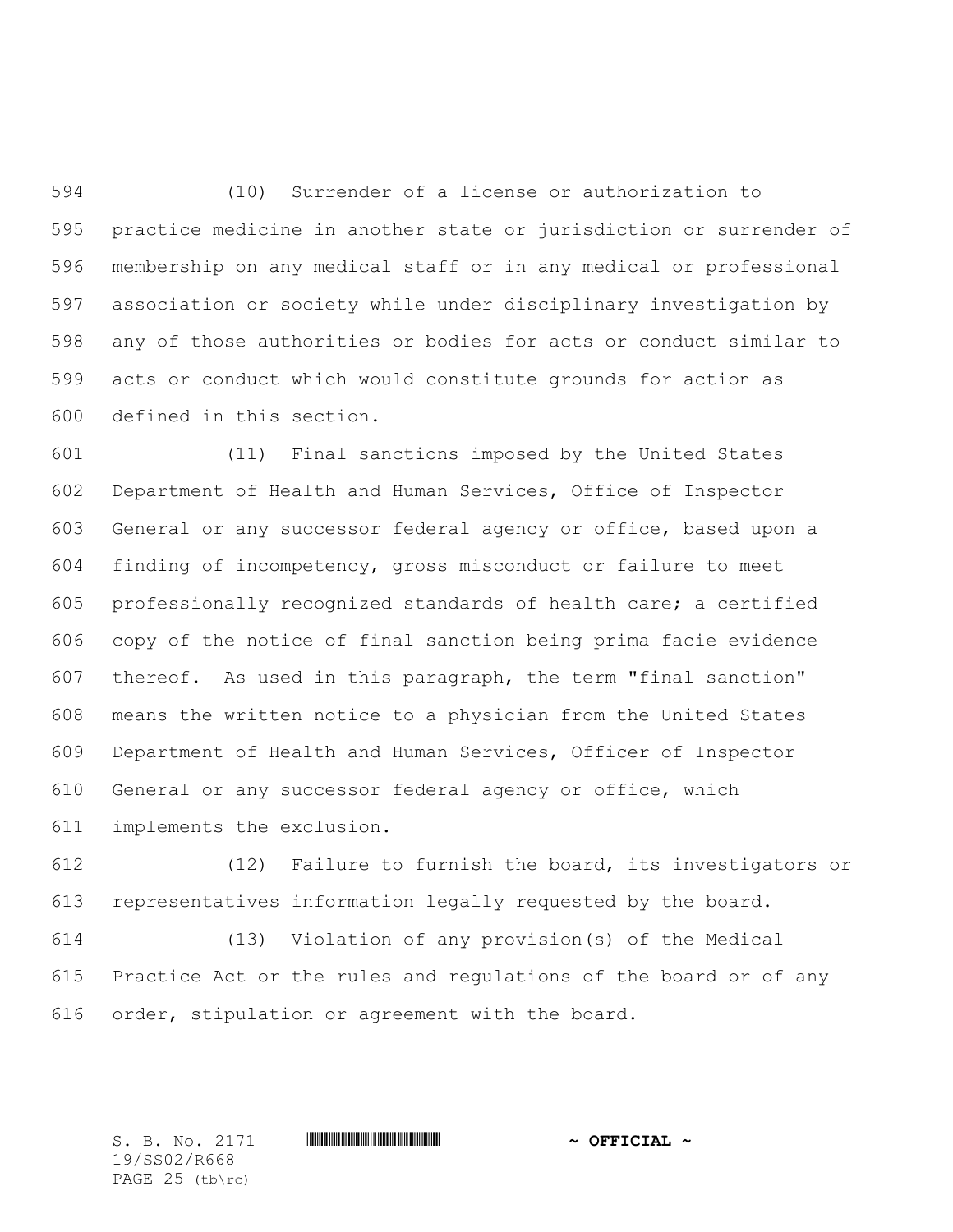(10) Surrender of a license or authorization to practice medicine in another state or jurisdiction or surrender of membership on any medical staff or in any medical or professional association or society while under disciplinary investigation by any of those authorities or bodies for acts or conduct similar to acts or conduct which would constitute grounds for action as defined in this section.

(11) Final sanctions imposed by the United States Department of Health and Human Services, Office of Inspector General or any successor federal agency or office, based upon a finding of incompetency, gross misconduct or failure to meet professionally recognized standards of health care; a certified copy of the notice of final sanction being prima facie evidence thereof. As used in this paragraph, the term "final sanction" means the written notice to a physician from the United States Department of Health and Human Services, Officer of Inspector General or any successor federal agency or office, which implements the exclusion.

(12) Failure to furnish the board, its investigators or representatives information legally requested by the board.

(13) Violation of any provision(s) of the Medical Practice Act or the rules and regulations of the board or of any order, stipulation or agreement with the board.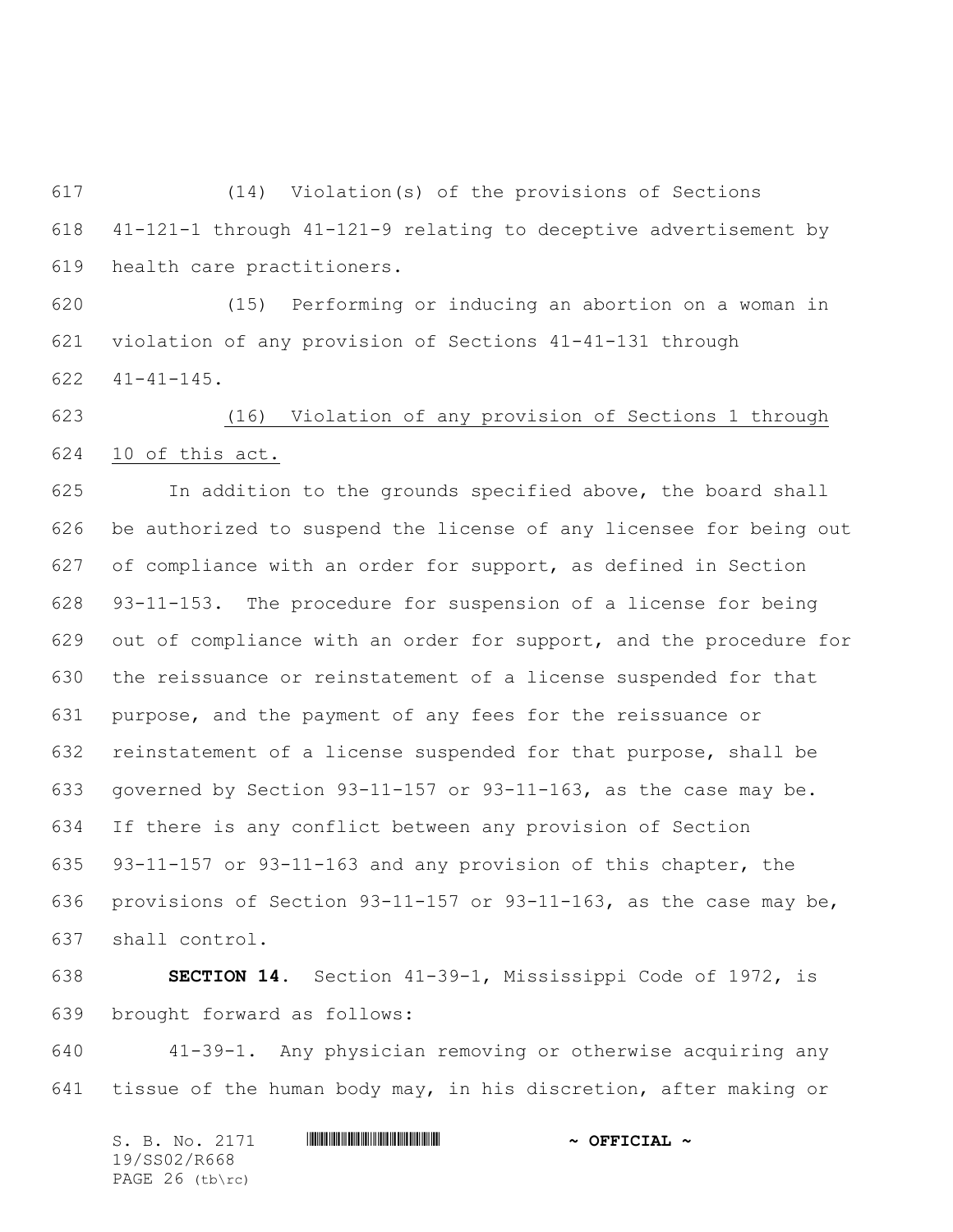(14) Violation(s) of the provisions of Sections 41-121-1 through 41-121-9 relating to deceptive advertisement by health care practitioners.

(15) Performing or inducing an abortion on a woman in violation of any provision of Sections 41-41-131 through 41-41-145.

<u>(16) Violation of any provision of Sections 1 through 10 of this act.</u>

In addition to the grounds specified above, the board shall be authorized to suspend the license of any licensee for being out of compliance with an order for support, as defined in Section 93-11-153. The procedure for suspension of a license for being out of compliance with an order for support, and the procedure for the reissuance or reinstatement of a license suspended for that purpose, and the payment of any fees for the reissuance or reinstatement of a license suspended for that purpose, shall be governed by Section 93-11-157 or 93-11-163, as the case may be. If there is any conflict between any provision of Section 93-11-157 or 93-11-163 and any provision of this chapter, the provisions of Section 93-11-157 or 93-11-163, as the case may be, shall control.

**SECTION 14.** Section 41-39-1, Mississippi Code of 1972, is brought forward as follows:

41-39-1. Any physician removing or otherwise acquiring any tissue of the human body may, in his discretion, after making or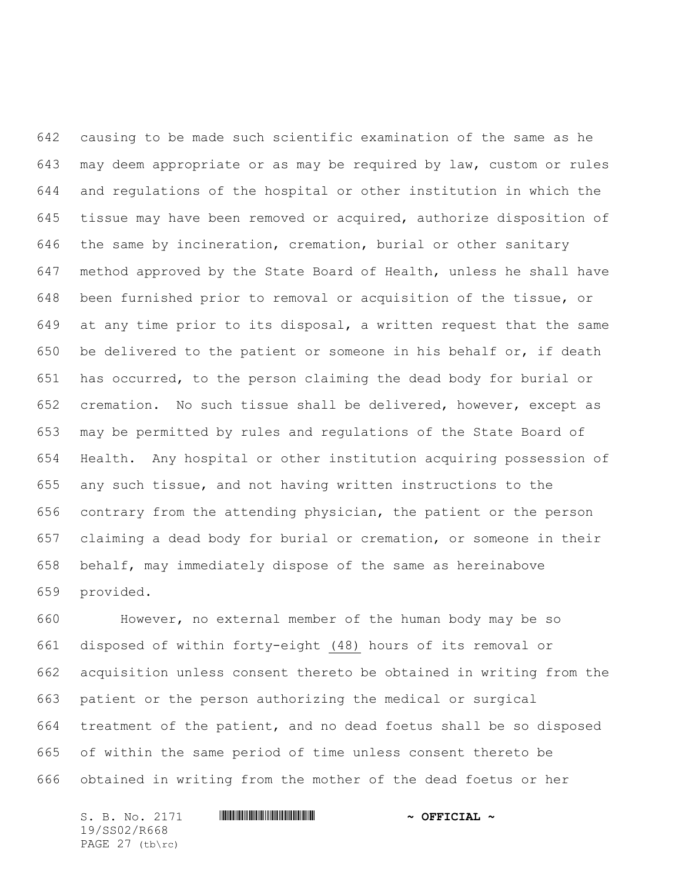causing to be made such scientific examination of the same as he may deem appropriate or as may be required by law, custom or rules and regulations of the hospital or other institution in which the tissue may have been removed or acquired, authorize disposition of the same by incineration, cremation, burial or other sanitary method approved by the State Board of Health, unless he shall have been furnished prior to removal or acquisition of the tissue, or at any time prior to its disposal, a written request that the same be delivered to the patient or someone in his behalf or, if death has occurred, to the person claiming the dead body for burial or cremation. No such tissue shall be delivered, however, except as may be permitted by rules and regulations of the State Board of Health. Any hospital or other institution acquiring possession of any such tissue, and not having written instructions to the contrary from the attending physician, the patient or the person claiming a dead body for burial or cremation, or someone in their behalf, may immediately dispose of the same as hereinabove provided.

However, no external member of the human body may be so disposed of within forty-eight (48) hours of its removal or acquisition unless consent thereto be obtained in writing from the patient or the person authorizing the medical or surgical treatment of the patient, and no dead foetus shall be so disposed of within the same period of time unless consent thereto be obtained in writing from the mother of the dead foetus or her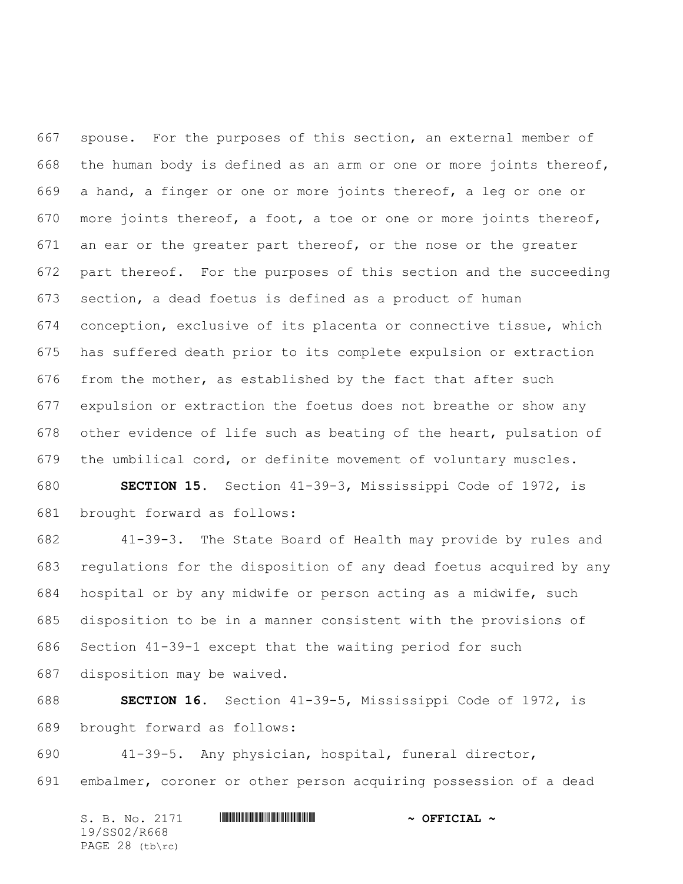spouse. For the purposes of this section, an external member of the human body is defined as an arm or one or more joints thereof, a hand, a finger or one or more joints thereof, a leg or one or more joints thereof, a foot, a toe or one or more joints thereof, an ear or the greater part thereof, or the nose or the greater part thereof. For the purposes of this section and the succeeding section, a dead foetus is defined as a product of human conception, exclusive of its placenta or connective tissue, which has suffered death prior to its complete expulsion or extraction from the mother, as established by the fact that after such expulsion or extraction the foetus does not breathe or show any other evidence of life such as beating of the heart, pulsation of the umbilical cord, or definite movement of voluntary muscles.

**SECTION 15.** Section 41-39-3, Mississippi Code of 1972, is brought forward as follows:

41-39-3. The State Board of Health may provide by rules and regulations for the disposition of any dead foetus acquired by any hospital or by any midwife or person acting as a midwife, such disposition to be in a manner consistent with the provisions of Section 41-39-1 except that the waiting period for such disposition may be waived.

**SECTION 16.** Section 41-39-5, Mississippi Code of 1972, is brought forward as follows:

41-39-5. Any physician, hospital, funeral director, embalmer, coroner or other person acquiring possession of a dead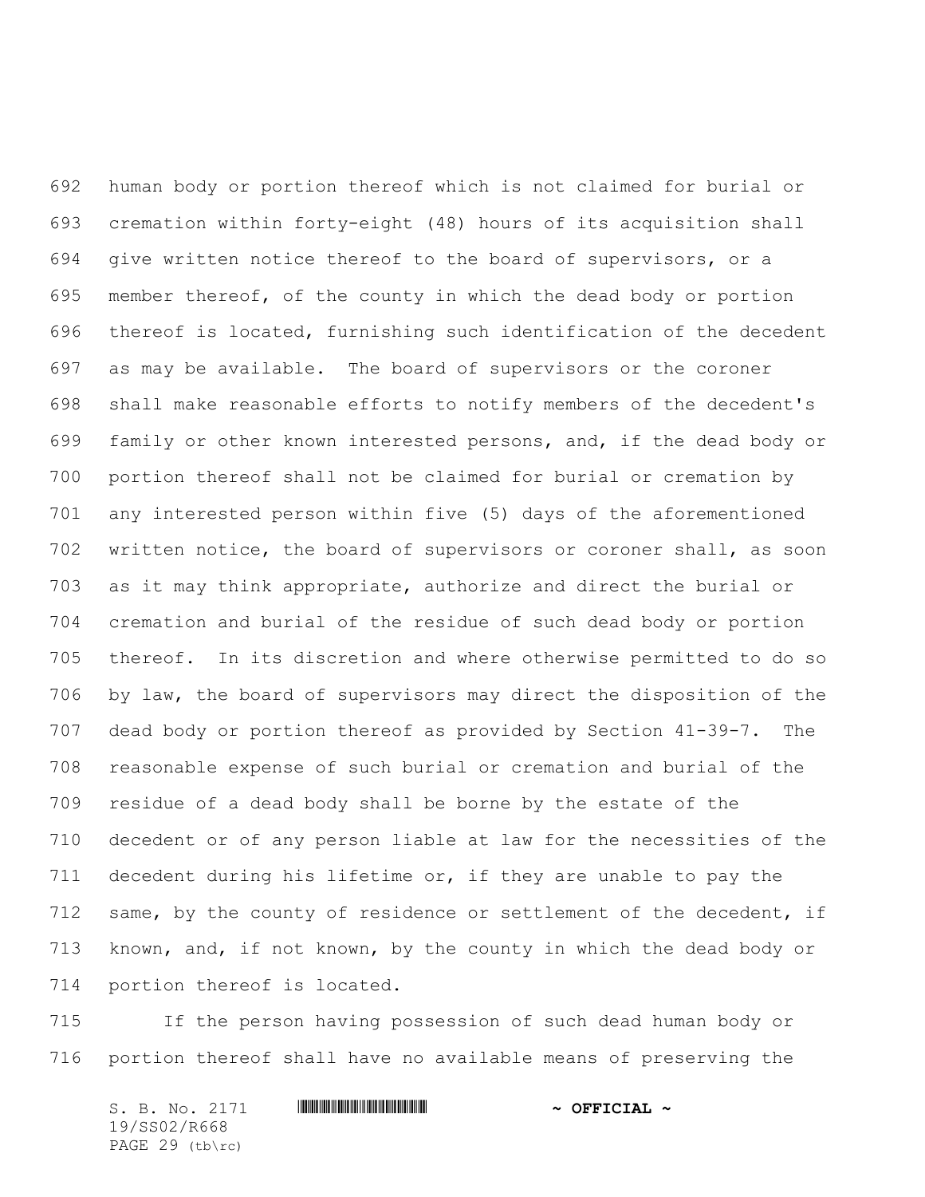human body or portion thereof which is not claimed for burial or cremation within forty-eight (48) hours of its acquisition shall give written notice thereof to the board of supervisors, or a member thereof, of the county in which the dead body or portion thereof is located, furnishing such identification of the decedent as may be available. The board of supervisors or the coroner shall make reasonable efforts to notify members of the decedent's family or other known interested persons, and, if the dead body or portion thereof shall not be claimed for burial or cremation by any interested person within five (5) days of the aforementioned written notice, the board of supervisors or coroner shall, as soon as it may think appropriate, authorize and direct the burial or cremation and burial of the residue of such dead body or portion thereof. In its discretion and where otherwise permitted to do so by law, the board of supervisors may direct the disposition of the dead body or portion thereof as provided by Section 41-39-7. The reasonable expense of such burial or cremation and burial of the residue of a dead body shall be borne by the estate of the decedent or of any person liable at law for the necessities of the decedent during his lifetime or, if they are unable to pay the same, by the county of residence or settlement of the decedent, if known, and, if not known, by the county in which the dead body or portion thereof is located.

If the person having possession of such dead human body or portion thereof shall have no available means of preserving the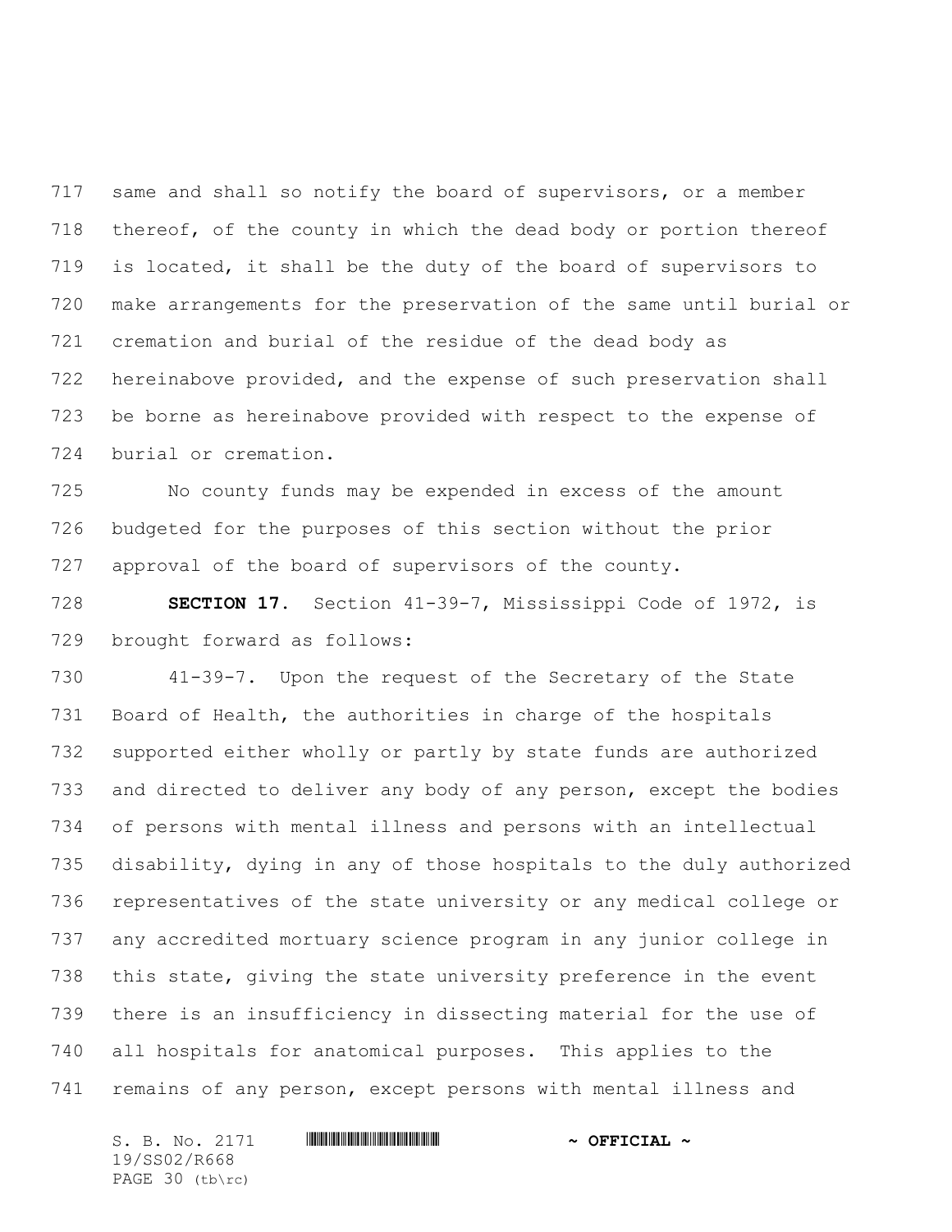same and shall so notify the board of supervisors, or a member thereof, of the county in which the dead body or portion thereof is located, it shall be the duty of the board of supervisors to make arrangements for the preservation of the same until burial or cremation and burial of the residue of the dead body as hereinabove provided, and the expense of such preservation shall be borne as hereinabove provided with respect to the expense of burial or cremation.

No county funds may be expended in excess of the amount budgeted for the purposes of this section without the prior approval of the board of supervisors of the county.

**SECTION 17.** Section 41-39-7, Mississippi Code of 1972, is brought forward as follows:

41-39-7. Upon the request of the Secretary of the State Board of Health, the authorities in charge of the hospitals supported either wholly or partly by state funds are authorized and directed to deliver any body of any person, except the bodies of persons with mental illness and persons with an intellectual disability, dying in any of those hospitals to the duly authorized representatives of the state university or any medical college or any accredited mortuary science program in any junior college in this state, giving the state university preference in the event there is an insufficiency in dissecting material for the use of all hospitals for anatomical purposes. This applies to the remains of any person, except persons with mental illness and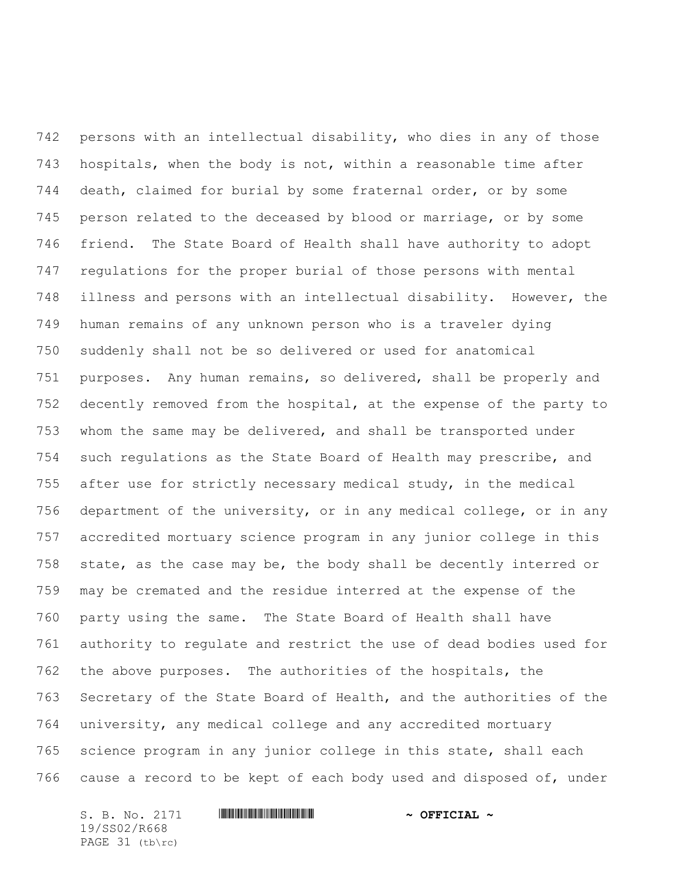persons with an intellectual disability, who dies in any of those hospitals, when the body is not, within a reasonable time after death, claimed for burial by some fraternal order, or by some person related to the deceased by blood or marriage, or by some friend. The State Board of Health shall have authority to adopt regulations for the proper burial of those persons with mental illness and persons with an intellectual disability. However, the human remains of any unknown person who is a traveler dying suddenly shall not be so delivered or used for anatomical purposes. Any human remains, so delivered, shall be properly and decently removed from the hospital, at the expense of the party to whom the same may be delivered, and shall be transported under such regulations as the State Board of Health may prescribe, and after use for strictly necessary medical study, in the medical department of the university, or in any medical college, or in any accredited mortuary science program in any junior college in this state, as the case may be, the body shall be decently interred or may be cremated and the residue interred at the expense of the party using the same. The State Board of Health shall have authority to regulate and restrict the use of dead bodies used for the above purposes. The authorities of the hospitals, the Secretary of the State Board of Health, and the authorities of the university, any medical college and any accredited mortuary science program in any junior college in this state, shall each cause a record to be kept of each body used and disposed of, under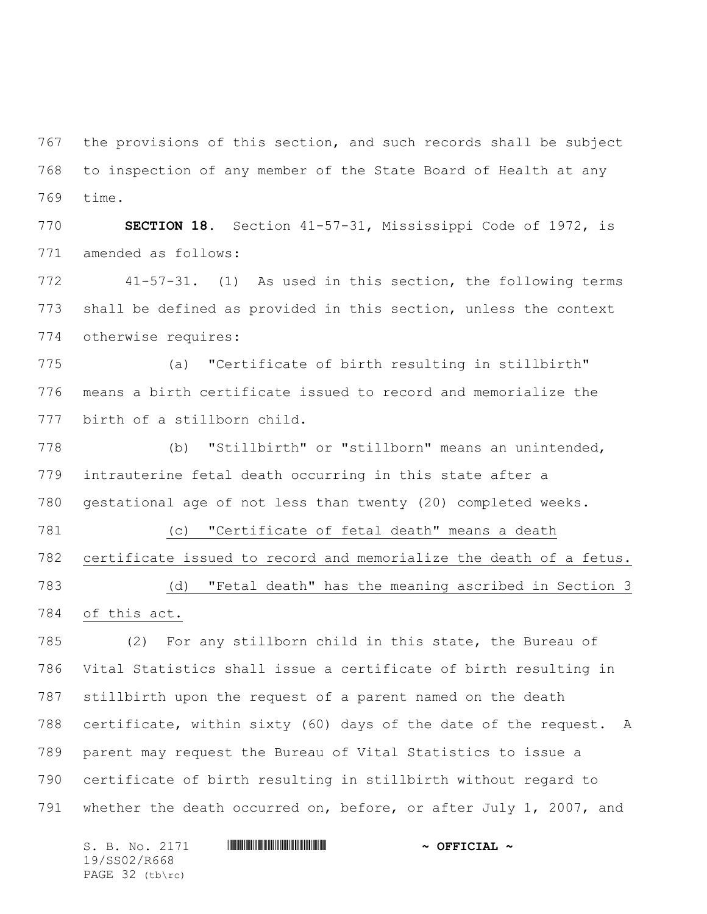the provisions of this section, and such records shall be subject to inspection of any member of the State Board of Health at any time.

**SECTION 18.** Section 41-57-31, Mississippi Code of 1972, is amended as follows:

41-57-31. (1) As used in this section, the following terms shall be defined as provided in this section, unless the context otherwise requires:

(a) "Certificate of birth resulting in stillbirth" means a birth certificate issued to record and memorialize the birth of a stillborn child.

(b) "Stillbirth" or "stillborn" means an unintended, intrauterine fetal death occurring in this state after a gestational age of not less than twenty (20) completed weeks.

<u>(c) "Certificate of fetal death" means a death certificate issued to record and memorialize the death of a fetus.</u>

<u>(d) "Fetal death" has the meaning ascribed in Section 3 of this act.</u>

(2) For any stillborn child in this state, the Bureau of Vital Statistics shall issue a certificate of birth resulting in stillbirth upon the request of a parent named on the death certificate, within sixty (60) days of the date of the request. A parent may request the Bureau of Vital Statistics to issue a certificate of birth resulting in stillbirth without regard to whether the death occurred on, before, or after July 1, 2007, and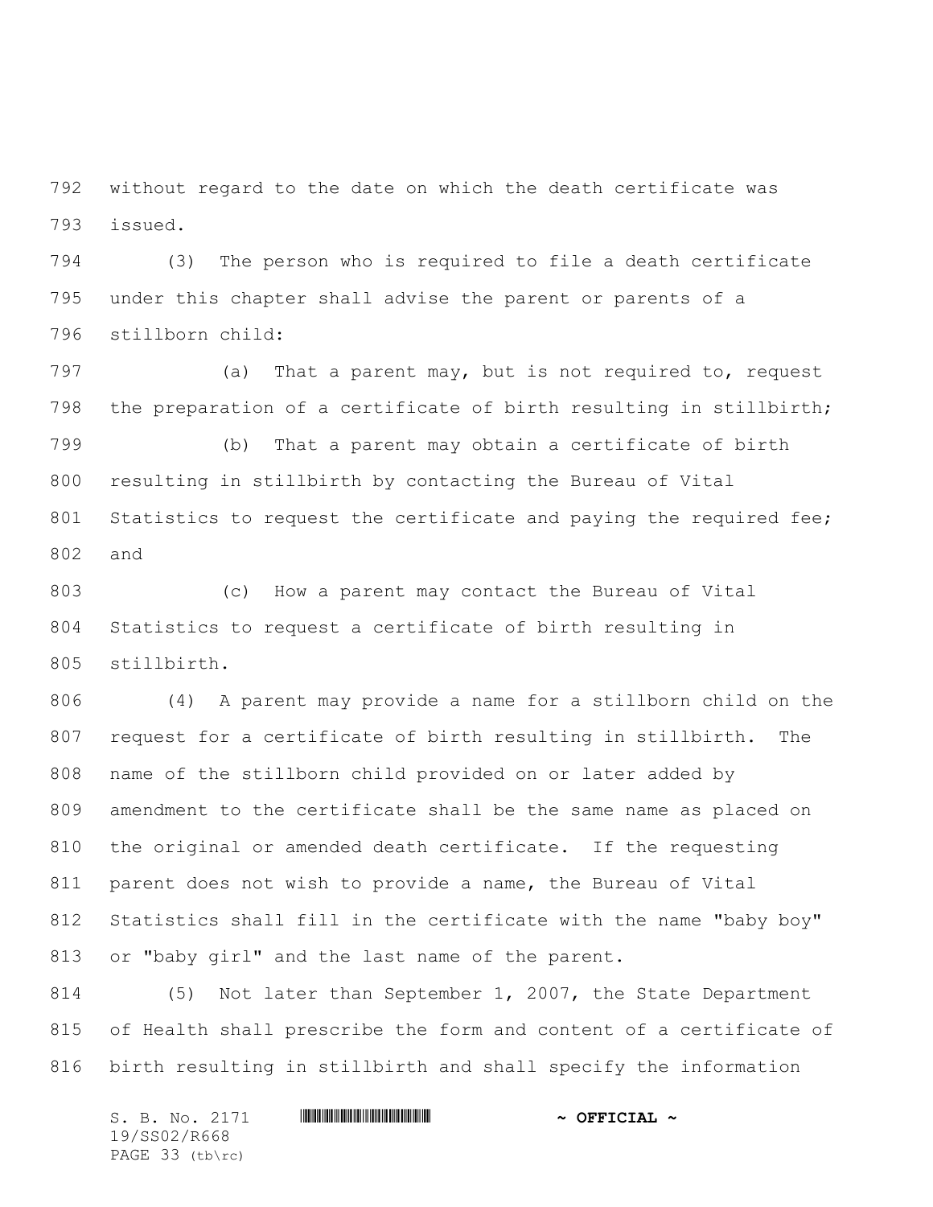without regard to the date on which the death certificate was issued.

(3) The person who is required to file a death certificate under this chapter shall advise the parent or parents of a stillborn child:

(a) That a parent may, but is not required to, request the preparation of a certificate of birth resulting in stillbirth;

(b) That a parent may obtain a certificate of birth resulting in stillbirth by contacting the Bureau of Vital Statistics to request the certificate and paying the required fee; and

(c) How a parent may contact the Bureau of Vital Statistics to request a certificate of birth resulting in stillbirth.

(4) A parent may provide a name for a stillborn child on the request for a certificate of birth resulting in stillbirth. The name of the stillborn child provided on or later added by amendment to the certificate shall be the same name as placed on the original or amended death certificate. If the requesting parent does not wish to provide a name, the Bureau of Vital Statistics shall fill in the certificate with the name "baby boy" or "baby girl" and the last name of the parent.

(5) Not later than September 1, 2007, the State Department of Health shall prescribe the form and content of a certificate of birth resulting in stillbirth and shall specify the information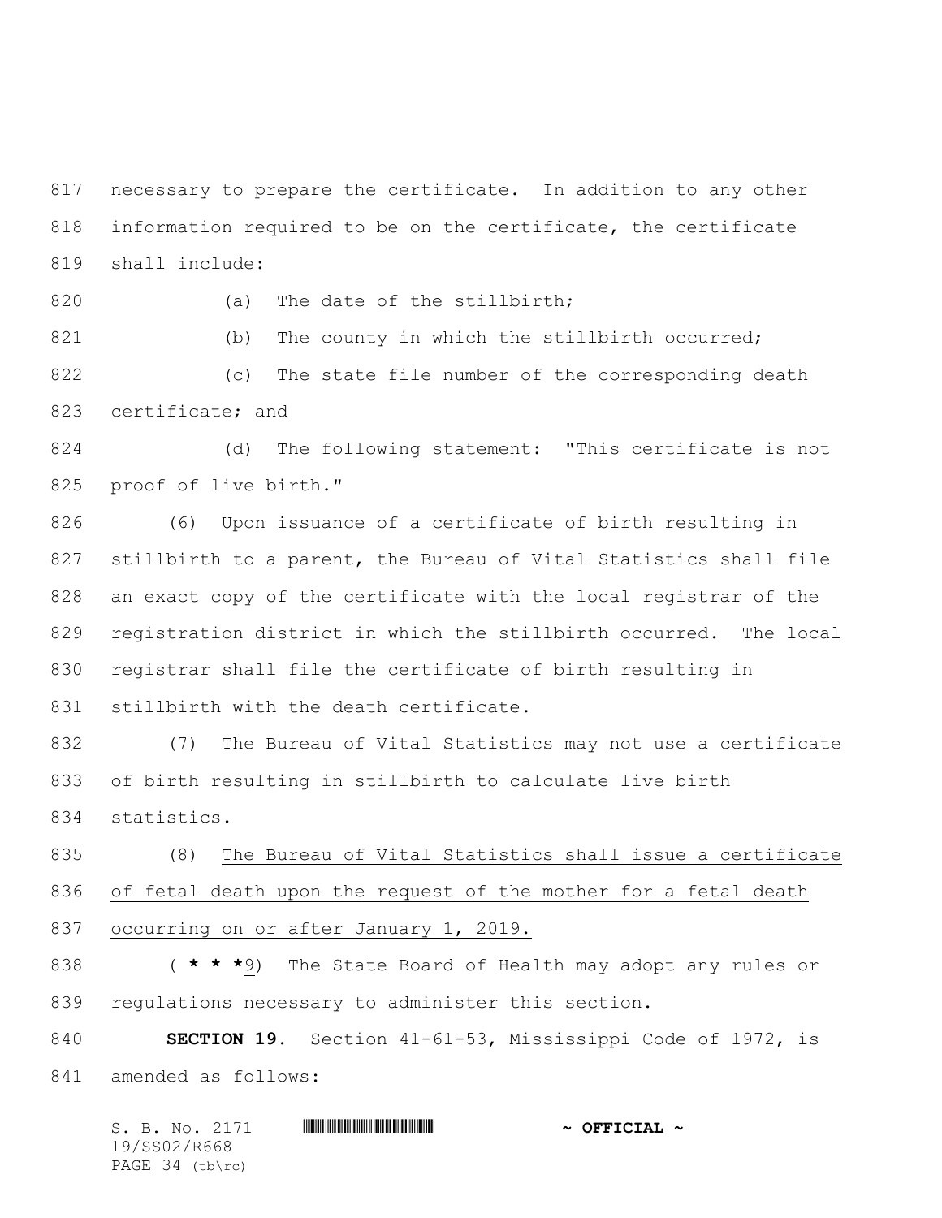necessary to prepare the certificate. In addition to any other information required to be on the certificate, the certificate shall include:

(a) The date of the stillbirth;

(b) The county in which the stillbirth occurred;

(c) The state file number of the corresponding death certificate; and

(d) The following statement: "This certificate is not proof of live birth."

(6) Upon issuance of a certificate of birth resulting in stillbirth to a parent, the Bureau of Vital Statistics shall file an exact copy of the certificate with the local registrar of the registration district in which the stillbirth occurred. The local registrar shall file the certificate of birth resulting in stillbirth with the death certificate.

(7) The Bureau of Vital Statistics may not use a certificate of birth resulting in stillbirth to calculate live birth statistics.

(8) <u>The Bureau of Vital Statistics shall issue a certificate of fetal death upon the request of the mother for a fetal death occurring on or after January 1, 2019.</u>

( **\* \* \***<u>9</u>) The State Board of Health may adopt any rules or regulations necessary to administer this section.

**SECTION 19.** Section 41-61-53, Mississippi Code of 1972, is amended as follows: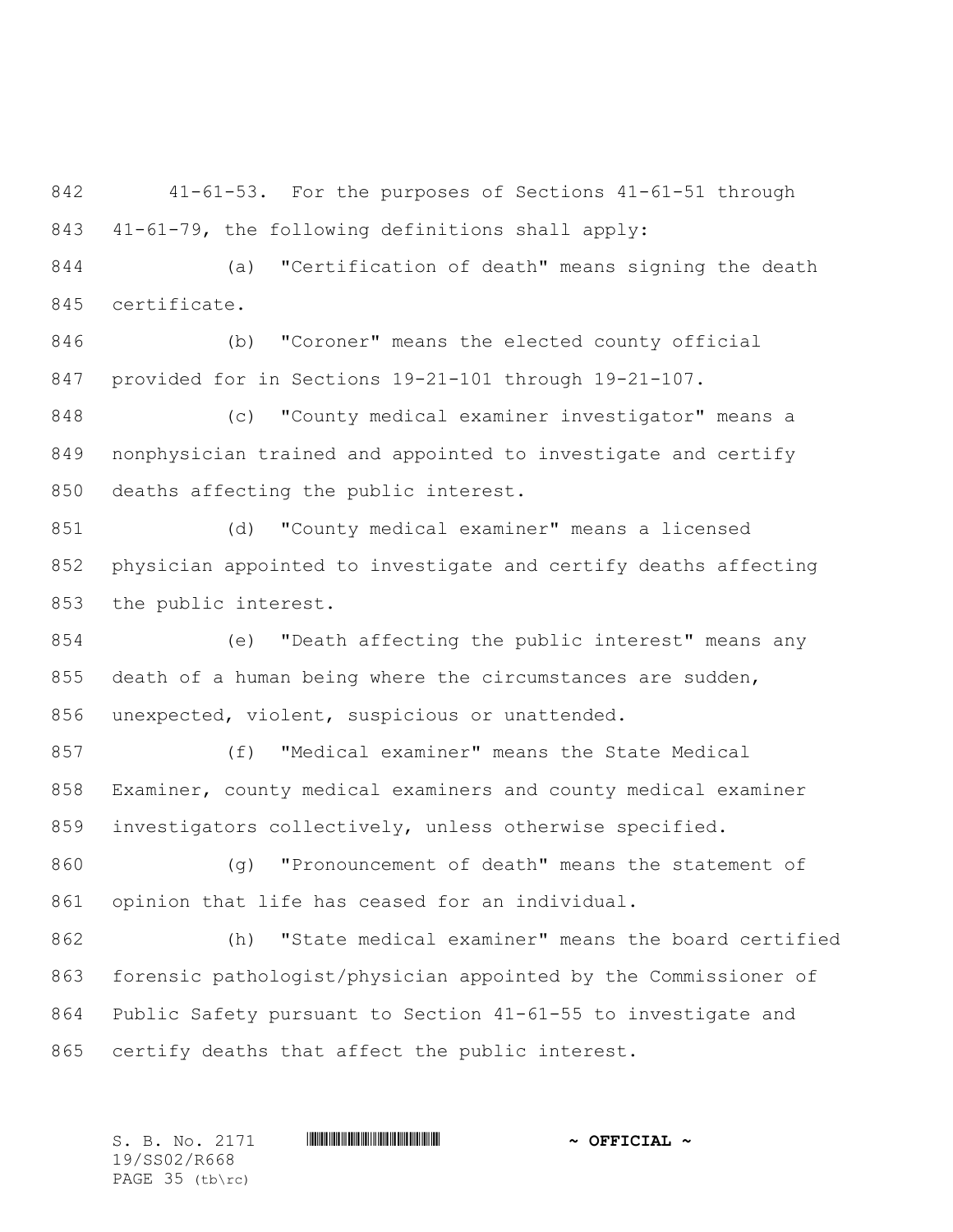41-61-53. For the purposes of Sections 41-61-51 through 41-61-79, the following definitions shall apply:

(a) "Certification of death" means signing the death certificate.

(b) "Coroner" means the elected county official provided for in Sections 19-21-101 through 19-21-107.

(c) "County medical examiner investigator" means a nonphysician trained and appointed to investigate and certify deaths affecting the public interest.

(d) "County medical examiner" means a licensed physician appointed to investigate and certify deaths affecting the public interest.

(e) "Death affecting the public interest" means any death of a human being where the circumstances are sudden, unexpected, violent, suspicious or unattended.

(f) "Medical examiner" means the State Medical Examiner, county medical examiners and county medical examiner investigators collectively, unless otherwise specified.

(g) "Pronouncement of death" means the statement of opinion that life has ceased for an individual.

(h) "State medical examiner" means the board certified forensic pathologist/physician appointed by the Commissioner of Public Safety pursuant to Section 41-61-55 to investigate and certify deaths that affect the public interest.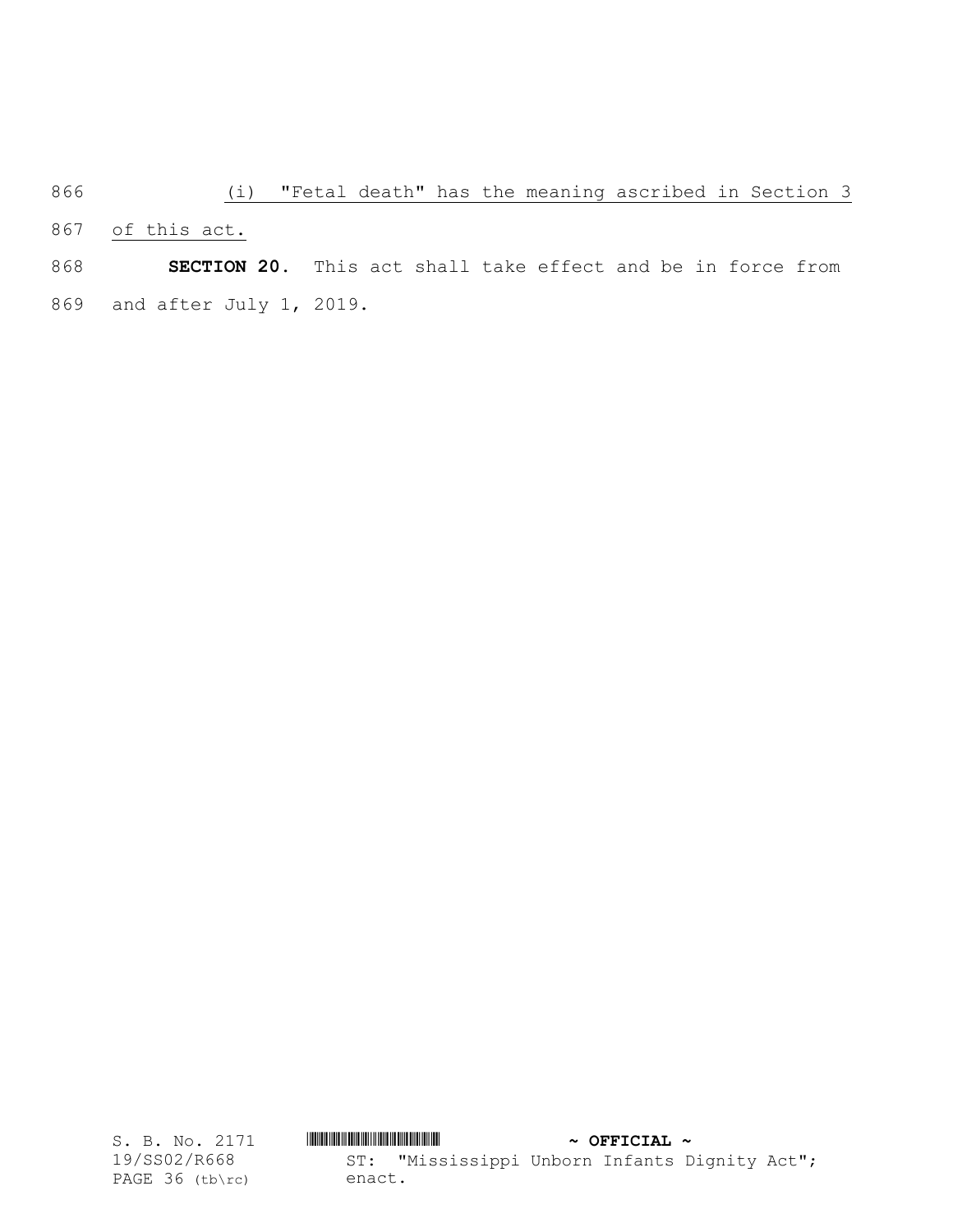(i) "Fetal death" has the meaning ascribed in Section 3 of this act.

**SECTION 20.** This act shall take effect and be in force from and after July 1, 2019.